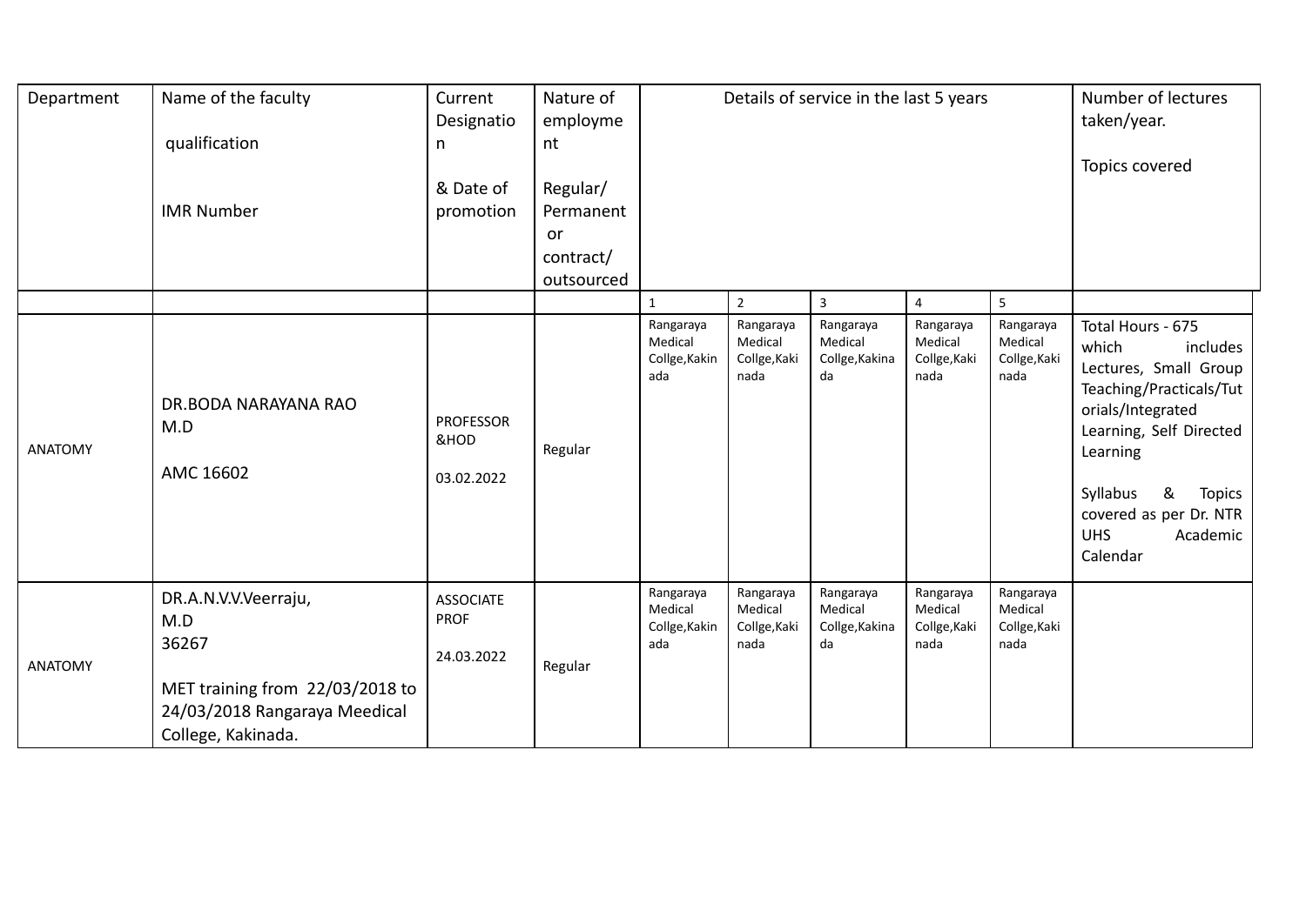| Department | Name of the faculty<br><br>qualification<br><br>IMR Number | Current Designation<br><br>& Date of promotion | Nature of employment<br><br>Regular/ Permanent or contract/ outsourced | Details of service in the last 5 years | | | | | Number of lectures taken/year.<br><br>Topics covered |
|---|---|---|---|---|---|---|---|---|---|
| | | | | 1 | 2 | 3 | 4 | 5 | |
| ANATOMY | DR.BODA NARAYANA RAO<br>M.D<br><br>AMC 16602 | PROFESSOR &HOD<br><br>03.02.2022 | Regular | Rangaraya Medical Collge,Kakinada | Rangaraya Medical Collge,Kakinada | Rangaraya Medical Collge,Kakinada | Rangaraya Medical Collge,Kakinada | Rangaraya Medical Collge,Kakinada | Total Hours - 675 which includes Lectures, Small Group Teaching/Practicals/Tutorials/Integrated Learning, Self Directed Learning<br><br>Syllabus & Topics covered as per Dr. NTR UHS Academic Calendar |
| ANATOMY | DR.A.N.V.V.Veerraju,<br>M.D<br>36267<br><br>MET training from 22/03/2018 to 24/03/2018 Rangaraya Meedical College, Kakinada. | ASSOCIATE PROF<br><br>24.03.2022 | Regular | Rangaraya Medical Collge,Kakinada | Rangaraya Medical Collge,Kakinada | Rangaraya Medical Collge,Kakinada | Rangaraya Medical Collge,Kakinada | Rangaraya Medical Collge,Kakinada | |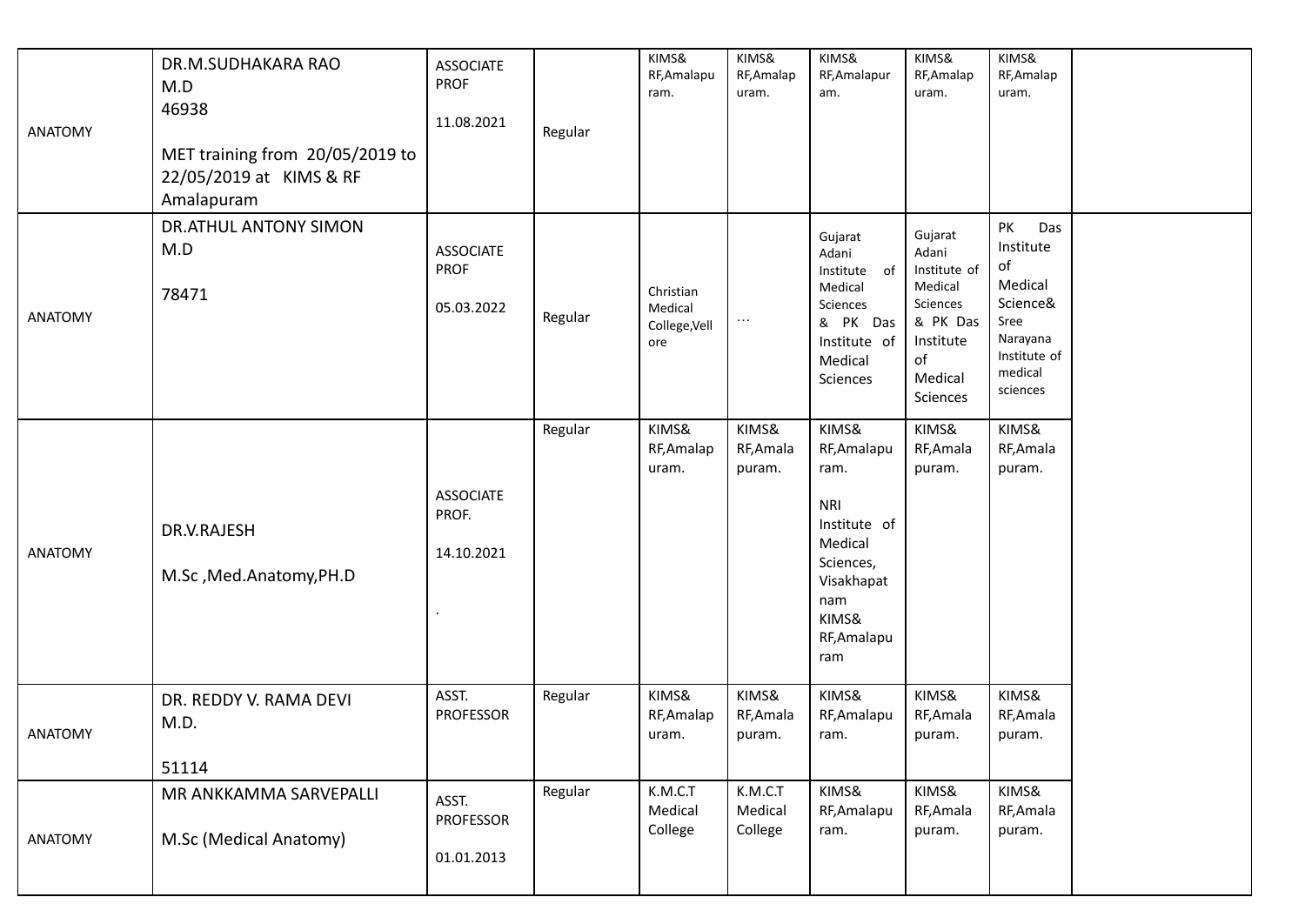| | | | | | | | | | |
|---|---|---|---|---|---|---|---|---|---|
| ANATOMY | DR.M.SUDHAKARA RAO<br>M.D<br>46938<br><br>MET training from 20/05/2019 to 22/05/2019 at KIMS & RF Amalapuram | ASSOCIATE PROF<br><br>11.08.2021 | Regular | KIMS& RF,Amalapuram. | KIMS& RF,Amalapuram. | KIMS& RF,Amalapuram. | KIMS& RF,Amalapuram. | KIMS& RF,Amalapuram. | |
| ANATOMY | DR.ATHUL ANTONY SIMON<br>M.D<br><br>78471 | ASSOCIATE PROF<br><br>05.03.2022 | Regular | Christian Medical College,Vellore | … | Gujarat Adani Institute of Medical Sciences & PK Das Institute of Medical Sciences | Gujarat Adani Institute of Medical Sciences & PK Das Institute of Medical Sciences | PK Das Institute of Medical Science& Sree Narayana Institute of medical sciences | |
| ANATOMY | DR.V.RAJESH<br><br>M.Sc ,Med.Anatomy,PH.D | ASSOCIATE PROF.<br><br>14.10.2021<br><br>. | Regular | KIMS& RF,Amalapuram. | KIMS& RF,Amalapuram. | KIMS& RF,Amalapuram.<br><br>NRI Institute of Medical Sciences, Visakhapatnam<br>KIMS& RF,Amalapuram | KIMS& RF,Amalapuram. | KIMS& RF,Amalapuram. | |
| ANATOMY | DR. REDDY V. RAMA DEVI<br>M.D.<br><br>51114 | ASST. PROFESSOR | Regular | KIMS& RF,Amalapuram. | KIMS& RF,Amalapuram. | KIMS& RF,Amalapuram. | KIMS& RF,Amalapuram. | KIMS& RF,Amalapuram. | |
| ANATOMY | MR ANKKAMMA SARVEPALLI<br><br>M.Sc (Medical Anatomy) | ASST. PROFESSOR<br><br>01.01.2013 | Regular | K.M.C.T Medical College | K.M.C.T Medical College | KIMS& RF,Amalapuram. | KIMS& RF,Amalapuram. | KIMS& RF,Amalapuram. | |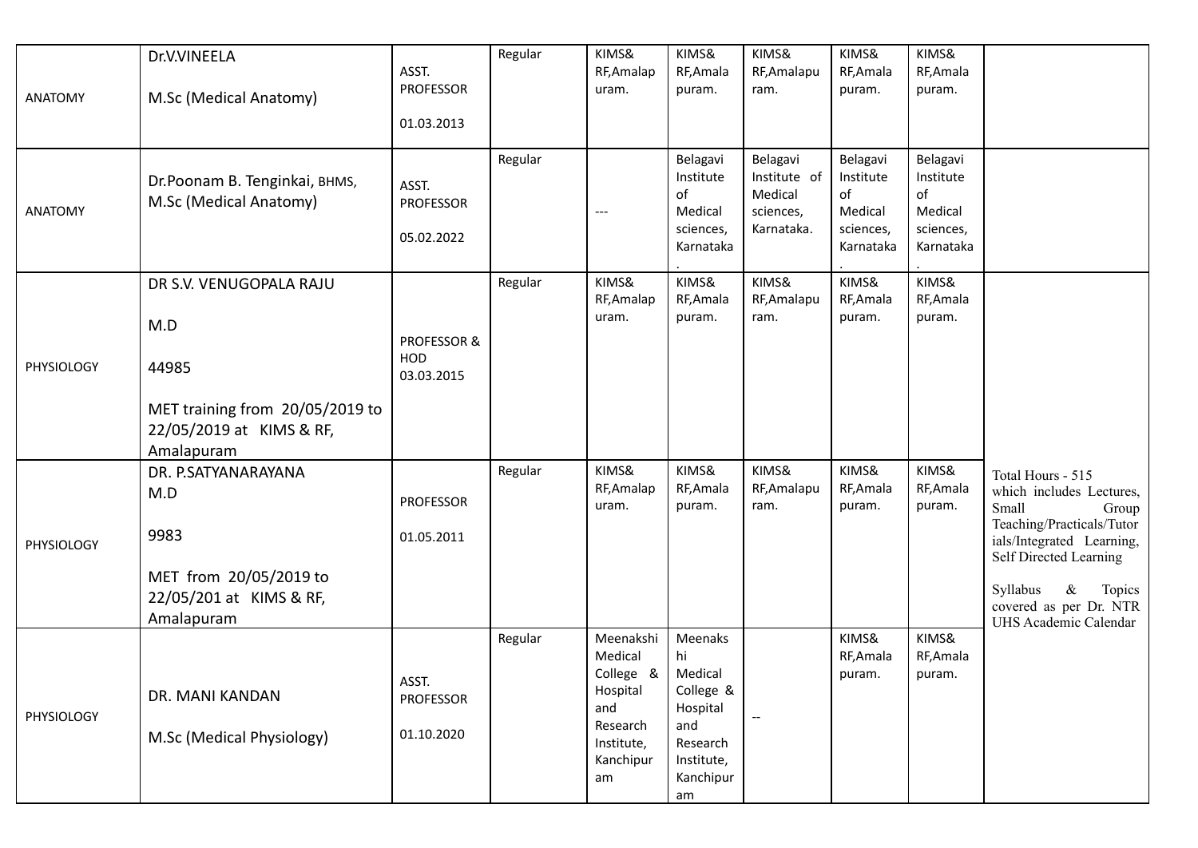| ANATOMY | Dr.V.VINEELA<br><br>M.Sc (Medical Anatomy) | ASST. PROFESSOR<br><br>01.03.2013 | Regular | KIMS& RF,Amalapuram. | KIMS& RF,Amalapuram. | KIMS& RF,Amalapuram. | KIMS& RF,Amalapuram. | KIMS& RF,Amalapuram. | |
|---|---|---|---|---|---|---|---|---|---|
| ANATOMY | Dr.Poonam B. Tenginkai, BHMS, M.Sc (Medical Anatomy) | ASST. PROFESSOR<br><br>05.02.2022 | Regular | --- | Belagavi Institute of Medical sciences, Karnataka. | Belagavi Institute of Medical sciences, Karnataka. | Belagavi Institute of Medical sciences, Karnataka. | Belagavi Institute of Medical sciences, Karnataka. | |
| PHYSIOLOGY | DR S.V. VENUGOPALA RAJU<br><br>M.D<br><br>44985<br><br>MET training from 20/05/2019 to 22/05/2019 at KIMS & RF, Amalapuram | PROFESSOR & HOD<br>03.03.2015 | Regular | KIMS& RF,Amalapuram. | KIMS& RF,Amalapuram. | KIMS& RF,Amalapuram. | KIMS& RF,Amalapuram. | KIMS& RF,Amalapuram. | Total Hours - 515 which includes Lectures, Small Group Teaching/Practicals/Tutorials/Integrated Learning, Self Directed Learning<br><br>Syllabus & Topics covered as per Dr. NTR UHS Academic Calendar |
| PHYSIOLOGY | DR. P.SATYANARAYANA<br>M.D<br><br>9983<br><br>MET from 20/05/2019 to 22/05/201 at KIMS & RF, Amalapuram | PROFESSOR<br><br>01.05.2011 | Regular | KIMS& RF,Amalapuram. | KIMS& RF,Amalapuram. | KIMS& RF,Amalapuram. | KIMS& RF,Amalapuram. | KIMS& RF,Amalapuram. | |
| PHYSIOLOGY | DR. MANI KANDAN<br><br>M.Sc (Medical Physiology) | ASST. PROFESSOR<br><br>01.10.2020 | Regular | Meenakshi Medical College & Hospital and Research Institute, Kanchipuram | Meenakshi Medical College & Hospital and Research Institute, Kanchipuram | -- | KIMS& RF,Amalapuram. | KIMS& RF,Amalapuram. | |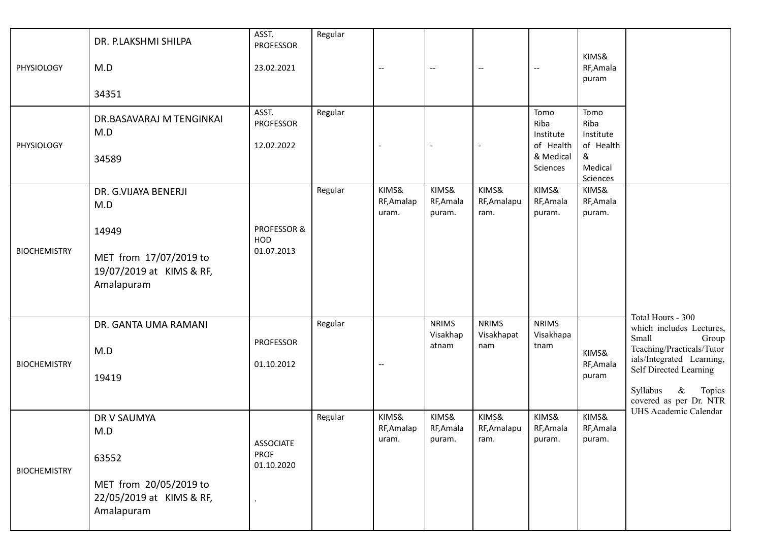| | | | | | | | | | |
|---|---|---|---|---|---|---|---|---|---|
| PHYSIOLOGY | DR. P.LAKSHMI SHILPA<br><br>M.D<br><br>34351 | ASST. PROFESSOR<br><br>23.02.2021 | Regular | -- | -- | -- | -- | KIMS& RF,Amalapuram | |
| PHYSIOLOGY | DR.BASAVARAJ M TENGINKAI M.D<br><br>34589 | ASST. PROFESSOR<br><br>12.02.2022 | Regular | - | - | - | Tomo Riba Institute of Health & Medical Sciences | Tomo Riba Institute of Health & Medical Sciences | |
| BIOCHEMISTRY | DR. G.VIJAYA BENERJI M.D<br><br>14949<br><br>MET from 17/07/2019 to 19/07/2019 at KIMS & RF, Amalapuram | PROFESSOR & HOD 01.07.2013 | Regular | KIMS& RF,Amalapuram. | KIMS& RF,Amalapuram. | KIMS& RF,Amalapuram. | KIMS& RF,Amalapuram. | KIMS& RF,Amalapuram. | Total Hours - 300 which includes Lectures, Small Group Teaching/Practicals/Tutorials/Integrated Learning, Self Directed Learning<br><br>Syllabus & Topics covered as per Dr. NTR UHS Academic Calendar |
| BIOCHEMISTRY | DR. GANTA UMA RAMANI<br><br>M.D<br><br>19419 | PROFESSOR<br><br>01.10.2012 | Regular | -- | NRIMS Visakhapatnam | NRIMS Visakhapatnam | NRIMS Visakhapatnam | KIMS& RF,Amalapuram | |
| BIOCHEMISTRY | DR V SAUMYA M.D<br><br>63552<br><br>MET from 20/05/2019 to 22/05/2019 at KIMS & RF, Amalapuram | ASSOCIATE PROF 01.10.2020<br><br>. | Regular | KIMS& RF,Amalapuram. | KIMS& RF,Amalapuram. | KIMS& RF,Amalapuram. | KIMS& RF,Amalapuram. | KIMS& RF,Amalapuram. | |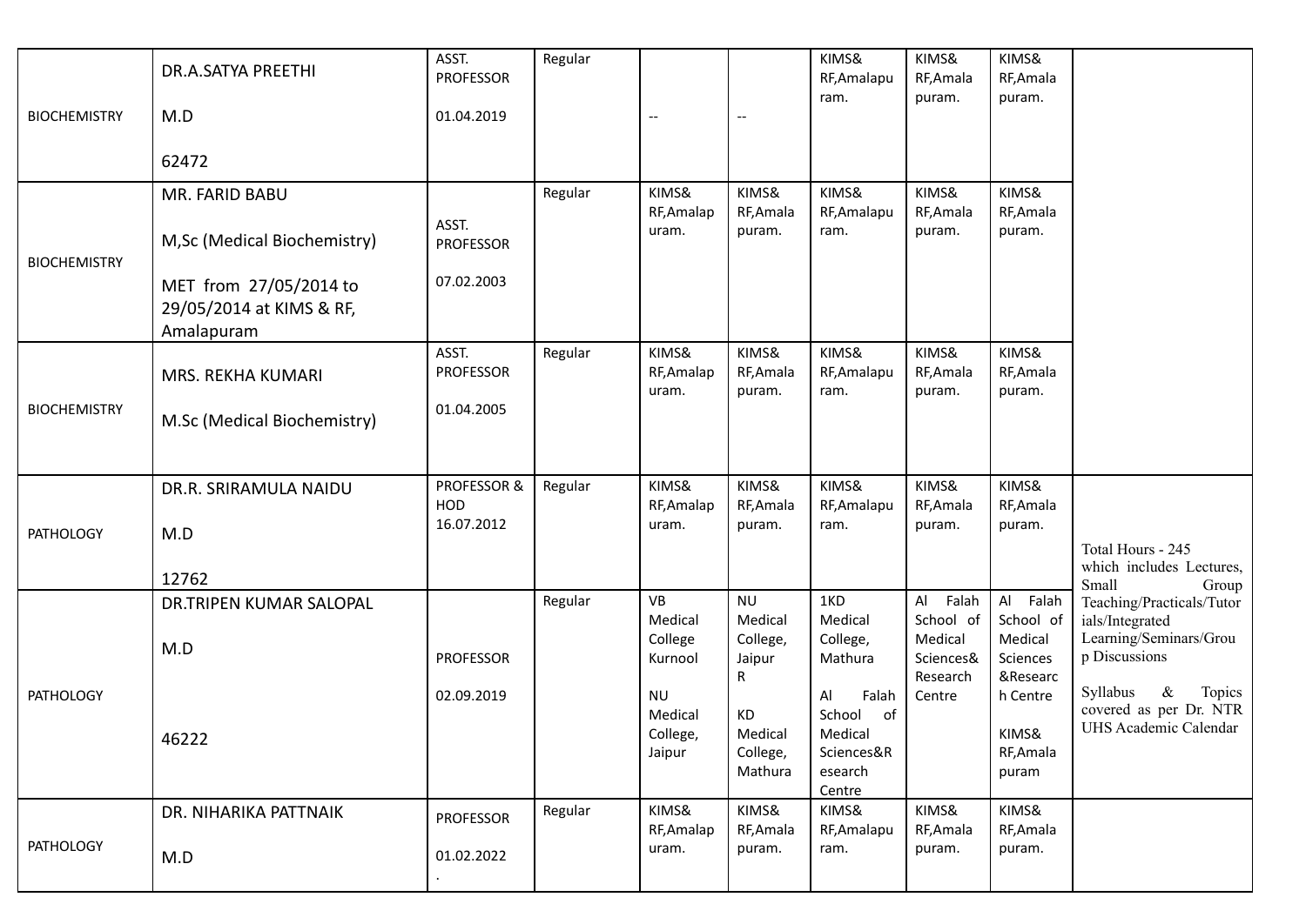| | | | | | | | | | |
|---|---|---|---|---|---|---|---|---|---|
| BIOCHEMISTRY | DR.A.SATYA PREETHI<br><br>M.D<br><br>62472 | ASST. PROFESSOR<br><br>01.04.2019 | Regular | -- | -- | KIMS& RF,Amalapuram. | KIMS& RF,Amalapuram. | KIMS& RF,Amalapuram. | |
| BIOCHEMISTRY | MR. FARID BABU<br><br>M,Sc (Medical Biochemistry)<br><br>MET from 27/05/2014 to 29/05/2014 at KIMS & RF, Amalapuram | ASST. PROFESSOR<br><br>07.02.2003 | Regular | KIMS& RF,Amalapuram. | KIMS& RF,Amalapuram. | KIMS& RF,Amalapuram. | KIMS& RF,Amalapuram. | KIMS& RF,Amalapuram. | |
| BIOCHEMISTRY | MRS. REKHA KUMARI<br><br>M.Sc (Medical Biochemistry) | ASST. PROFESSOR<br><br>01.04.2005 | Regular | KIMS& RF,Amalapuram. | KIMS& RF,Amalapuram. | KIMS& RF,Amalapuram. | KIMS& RF,Amalapuram. | KIMS& RF,Amalapuram. | |
| PATHOLOGY | DR.R. SRIRAMULA NAIDU<br><br>M.D<br><br>12762 | PROFESSOR & HOD<br>16.07.2012 | Regular | KIMS& RF,Amalapuram. | KIMS& RF,Amalapuram. | KIMS& RF,Amalapuram. | KIMS& RF,Amalapuram. | KIMS& RF,Amalapuram. | Total Hours - 245 which includes Lectures, Small Group Teaching/Practicals/Tutorials/Integrated Learning/Seminars/Group Discussions<br><br>Syllabus & Topics covered as per Dr. NTR UHS Academic Calendar |
| PATHOLOGY | DR.TRIPEN KUMAR SALOPAL<br><br>M.D<br><br>46222 | PROFESSOR<br><br>02.09.2019 | Regular | VB Medical College Kurnool<br><br>NU Medical College, Jaipur | NU Medical College, Jaipur R<br><br>KD Medical College, Mathura | 1KD Medical College, Mathura<br><br>Al Falah School of Medical Sciences&Research Centre | Al Falah School of Medical Sciences& Research Centre | Al Falah School of Medical Sciences &Research Centre<br><br>KIMS& RF,Amalapuram | |
| PATHOLOGY | DR. NIHARIKA PATTNAIK<br><br>M.D | PROFESSOR<br><br>01.02.2022<br>. | Regular | KIMS& RF,Amalapuram. | KIMS& RF,Amalapuram. | KIMS& RF,Amalapuram. | KIMS& RF,Amalapuram. | KIMS& RF,Amalapuram. | |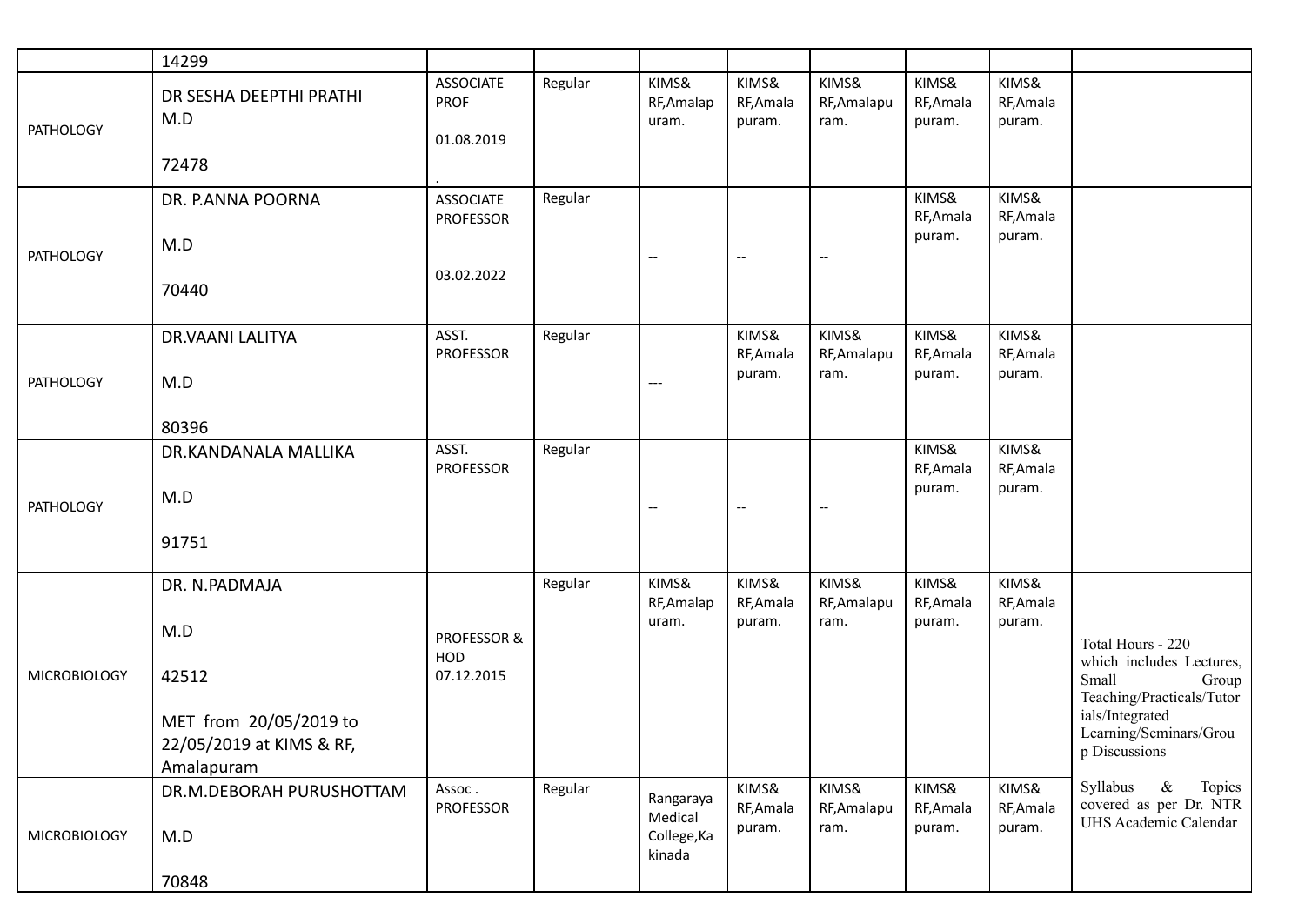| | | | | | | | | | |
|---|---|---|---|---|---|---|---|---|---|
| | 14299 | | | | | | | | |
| PATHOLOGY | DR SESHA DEEPTHI PRATHI<br>M.D<br>72478 | ASSOCIATE PROF<br>01.08.2019<br>. | Regular | KIMS& RF,Amalapuram. | KIMS& RF,Amalapuram. | KIMS& RF,Amalapuram. | KIMS& RF,Amalapuram. | KIMS& RF,Amalapuram. | |
| PATHOLOGY | DR. P.ANNA POORNA<br>M.D<br>70440 | ASSOCIATE PROFESSOR<br>03.02.2022 | Regular | -- | -- | -- | KIMS& RF,Amalapuram. | KIMS& RF,Amalapuram. | |
| PATHOLOGY | DR.VAANI LALITYA<br>M.D<br>80396 | ASST. PROFESSOR | Regular | --- | KIMS& RF,Amalapuram. | KIMS& RF,Amalapuram. | KIMS& RF,Amalapuram. | KIMS& RF,Amalapuram. | |
| PATHOLOGY | DR.KANDANALA MALLIKA<br>M.D<br>91751 | ASST. PROFESSOR | Regular | -- | -- | -- | KIMS& RF,Amalapuram. | KIMS& RF,Amalapuram. | |
| MICROBIOLOGY | DR. N.PADMAJA<br>M.D<br>42512<br>MET from 20/05/2019 to 22/05/2019 at KIMS & RF, Amalapuram | PROFESSOR & HOD<br>07.12.2015 | Regular | KIMS& RF,Amalapuram. | KIMS& RF,Amalapuram. | KIMS& RF,Amalapuram. | KIMS& RF,Amalapuram. | KIMS& RF,Amalapuram. | Total Hours - 220 which includes Lectures, Small Group Teaching/Practicals/Tutorials/Integrated Learning/Seminars/Group Discussions<br>Syllabus & Topics covered as per Dr. NTR UHS Academic Calendar |
| MICROBIOLOGY | DR.M.DEBORAH PURUSHOTTAM<br>M.D<br>70848 | Assoc . PROFESSOR | Regular | Rangaraya Medical College,Kakinada | KIMS& RF,Amalapuram. | KIMS& RF,Amalapuram. | KIMS& RF,Amalapuram. | KIMS& RF,Amalapuram. | |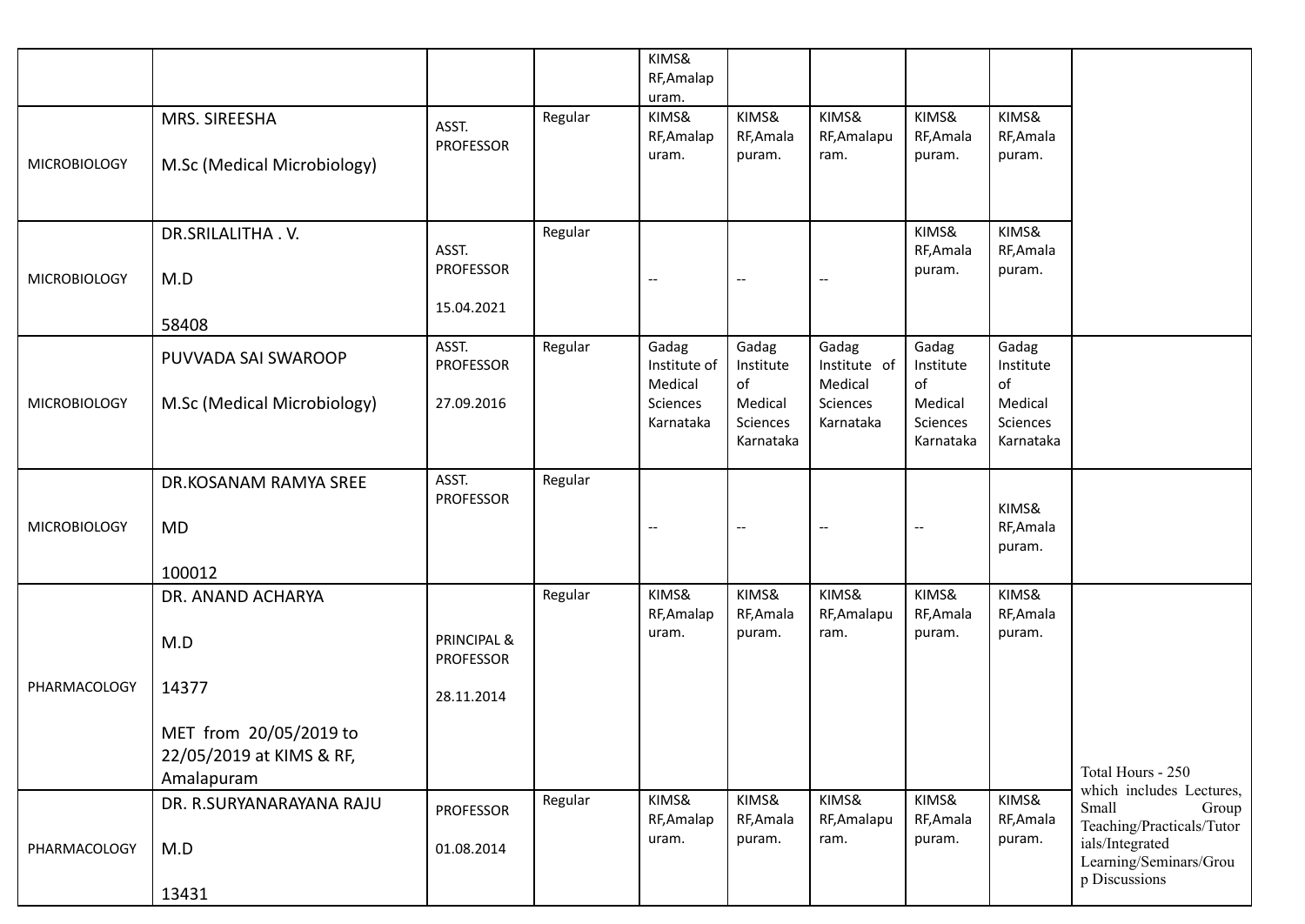| | | | | | | | | | |
|---|---|---|---|---|---|---|---|---|---|
| | | | | KIMS& RF,Amalapuram. | | | | | |
| MICROBIOLOGY | MRS. SIREESHA<br><br>M.Sc (Medical Microbiology) | ASST. PROFESSOR | Regular | KIMS& RF,Amalapuram. | KIMS& RF,Amalapuram. | KIMS& RF,Amalapuram. | KIMS& RF,Amalapuram. | KIMS& RF,Amalapuram. | |
| MICROBIOLOGY | DR.SRILALITHA . V.<br><br>M.D<br><br>58408 | ASST. PROFESSOR<br><br>15.04.2021 | Regular | -- | -- | -- | KIMS& RF,Amalapuram. | KIMS& RF,Amalapuram. | |
| MICROBIOLOGY | PUVVADA SAI SWAROOP<br><br>M.Sc (Medical Microbiology) | ASST. PROFESSOR<br><br>27.09.2016 | Regular | Gadag Institute of Medical Sciences Karnataka | Gadag Institute of Medical Sciences Karnataka | Gadag Institute of Medical Sciences Karnataka | Gadag Institute of Medical Sciences Karnataka | Gadag Institute of Medical Sciences Karnataka | |
| MICROBIOLOGY | DR.KOSANAM RAMYA SREE<br><br>MD<br><br>100012 | ASST. PROFESSOR | Regular | -- | -- | -- | -- | KIMS& RF,Amalapuram. | |
| PHARMACOLOGY | DR. ANAND ACHARYA<br><br>M.D<br><br>14377<br><br>MET from 20/05/2019 to 22/05/2019 at KIMS & RF, Amalapuram | PRINCIPAL & PROFESSOR<br><br>28.11.2014 | Regular | KIMS& RF,Amalapuram. | KIMS& RF,Amalapuram. | KIMS& RF,Amalapuram. | KIMS& RF,Amalapuram. | KIMS& RF,Amalapuram. | Total Hours - 250 which includes Lectures, Small Group Teaching/Practicals/Tutorials/Integrated Learning/Seminars/Group Discussions |
| PHARMACOLOGY | DR. R.SURYANARAYANA RAJU<br><br>M.D<br><br>13431 | PROFESSOR<br><br>01.08.2014 | Regular | KIMS& RF,Amalapuram. | KIMS& RF,Amalapuram. | KIMS& RF,Amalapuram. | KIMS& RF,Amalapuram. | KIMS& RF,Amalapuram. | |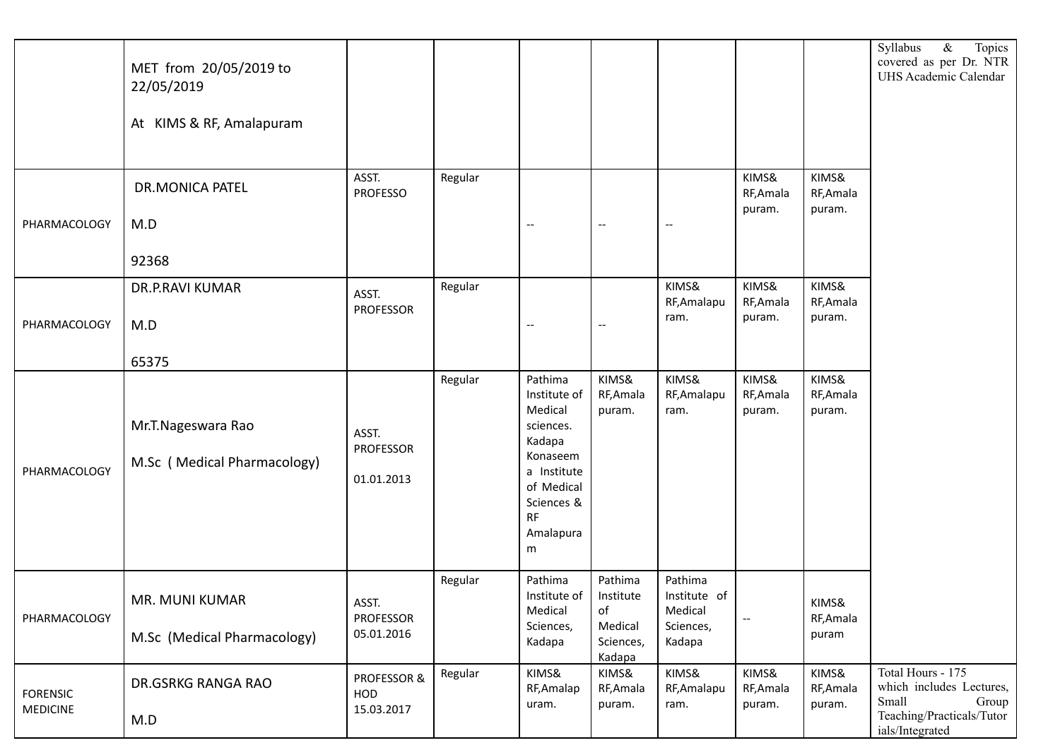| | | | | | | | | | |
|---|---|---|---|---|---|---|---|---|---|
| | MET from 20/05/2019 to 22/05/2019<br><br>At KIMS & RF, Amalapuram | | | | | | | | Syllabus & Topics covered as per Dr. NTR UHS Academic Calendar |
| PHARMACOLOGY | DR.MONICA PATEL<br><br>M.D<br><br>92368 | ASST. PROFESSO | Regular | -- | -- | -- | KIMS& RF,Amalapuram. | KIMS& RF,Amalapuram. | |
| PHARMACOLOGY | DR.P.RAVI KUMAR<br><br>M.D<br><br>65375 | ASST. PROFESSOR | Regular | -- | -- | KIMS& RF,Amalapuram. | KIMS& RF,Amalapuram. | KIMS& RF,Amalapuram. | |
| PHARMACOLOGY | Mr.T.Nageswara Rao<br><br>M.Sc ( Medical Pharmacology) | ASST. PROFESSOR<br><br>01.01.2013 | Regular | Pathima Institute of Medical sciences. Kadapa Konaseema Institute of Medical Sciences & RF Amalapuram | KIMS& RF,Amalapuram. | KIMS& RF,Amalapuram. | KIMS& RF,Amalapuram. | KIMS& RF,Amalapuram. | |
| PHARMACOLOGY | MR. MUNI KUMAR<br><br>M.Sc (Medical Pharmacology) | ASST. PROFESSOR 05.01.2016 | Regular | Pathima Institute of Medical Sciences, Kadapa | Pathima Institute of Medical Sciences, Kadapa | Pathima Institute of Medical Sciences, Kadapa | -- | KIMS& RF,Amalapuram | |
| FORENSIC MEDICINE | DR.GSRKG RANGA RAO<br><br>M.D | PROFESSOR & HOD 15.03.2017 | Regular | KIMS& RF,Amalapuram. | KIMS& RF,Amalapuram. | KIMS& RF,Amalapuram. | KIMS& RF,Amalapuram. | KIMS& RF,Amalapuram. | Total Hours - 175 which includes Lectures, Small Group Teaching/Practicals/Tutorials/Integrated |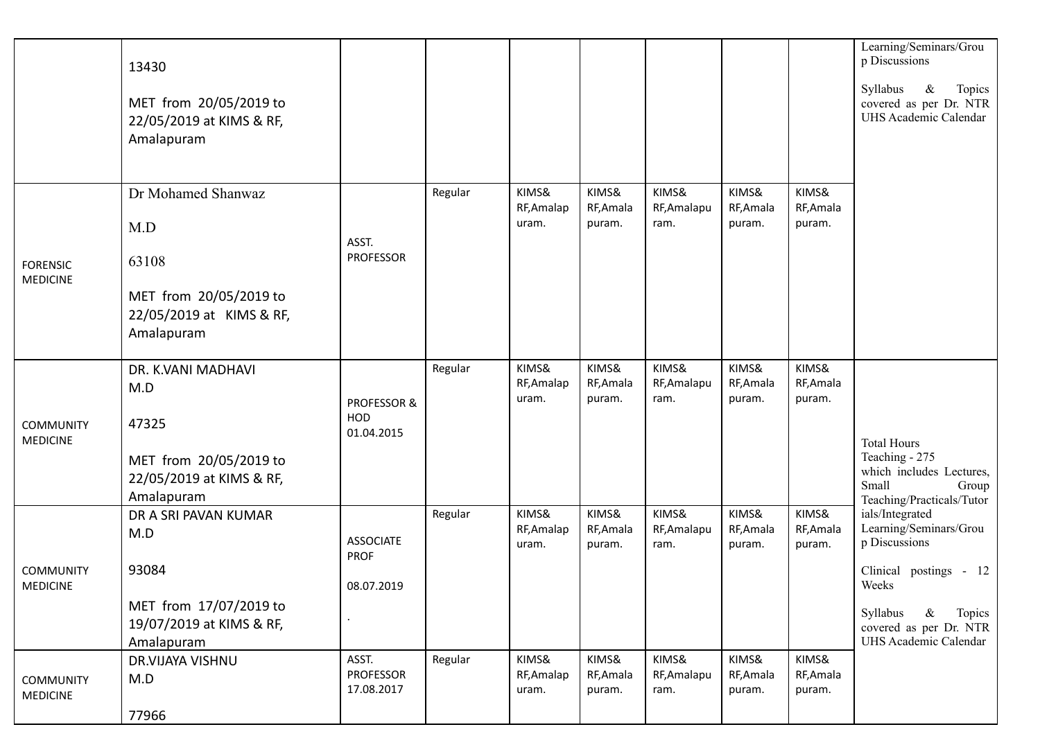| | | | | | | | | | |
|---|---|---|---|---|---|---|---|---|---|
| | 13430<br><br>MET from 20/05/2019 to 22/05/2019 at KIMS & RF, Amalapuram | | | | | | | | Learning/Seminars/Group Discussions<br><br>Syllabus & Topics covered as per Dr. NTR UHS Academic Calendar |
| FORENSIC MEDICINE | Dr Mohamed Shanwaz<br><br>M.D<br><br>63108<br><br>MET from 20/05/2019 to 22/05/2019 at KIMS & RF, Amalapuram | ASST. PROFESSOR | Regular | KIMS& RF,Amalapuram. | KIMS& RF,Amalapuram. | KIMS& RF,Amalapuram. | KIMS& RF,Amalapuram. | KIMS& RF,Amalapuram. | |
| COMMUNITY MEDICINE | DR. K.VANI MADHAVI<br>M.D<br><br>47325<br><br>MET from 20/05/2019 to 22/05/2019 at KIMS & RF, Amalapuram | PROFESSOR & HOD<br>01.04.2015 | Regular | KIMS& RF,Amalapuram. | KIMS& RF,Amalapuram. | KIMS& RF,Amalapuram. | KIMS& RF,Amalapuram. | KIMS& RF,Amalapuram. | Total Hours<br>Teaching - 275<br>which includes Lectures, Small Group Teaching/Practicals/Tutorials/Integrated Learning/Seminars/Group Discussions<br><br>Clinical postings - 12 Weeks<br><br>Syllabus & Topics covered as per Dr. NTR UHS Academic Calendar |
| COMMUNITY MEDICINE | DR A SRI PAVAN KUMAR<br>M.D<br><br>93084<br><br>MET from 17/07/2019 to 19/07/2019 at KIMS & RF, Amalapuram | ASSOCIATE PROF<br><br>08.07.2019<br><br>. | Regular | KIMS& RF,Amalapuram. | KIMS& RF,Amalapuram. | KIMS& RF,Amalapuram. | KIMS& RF,Amalapuram. | KIMS& RF,Amalapuram. | |
| COMMUNITY MEDICINE | DR.VIJAYA VISHNU<br>M.D<br><br>77966 | ASST. PROFESSOR<br>17.08.2017 | Regular | KIMS& RF,Amalapuram. | KIMS& RF,Amalapuram. | KIMS& RF,Amalapuram. | KIMS& RF,Amalapuram. | KIMS& RF,Amalapuram. | |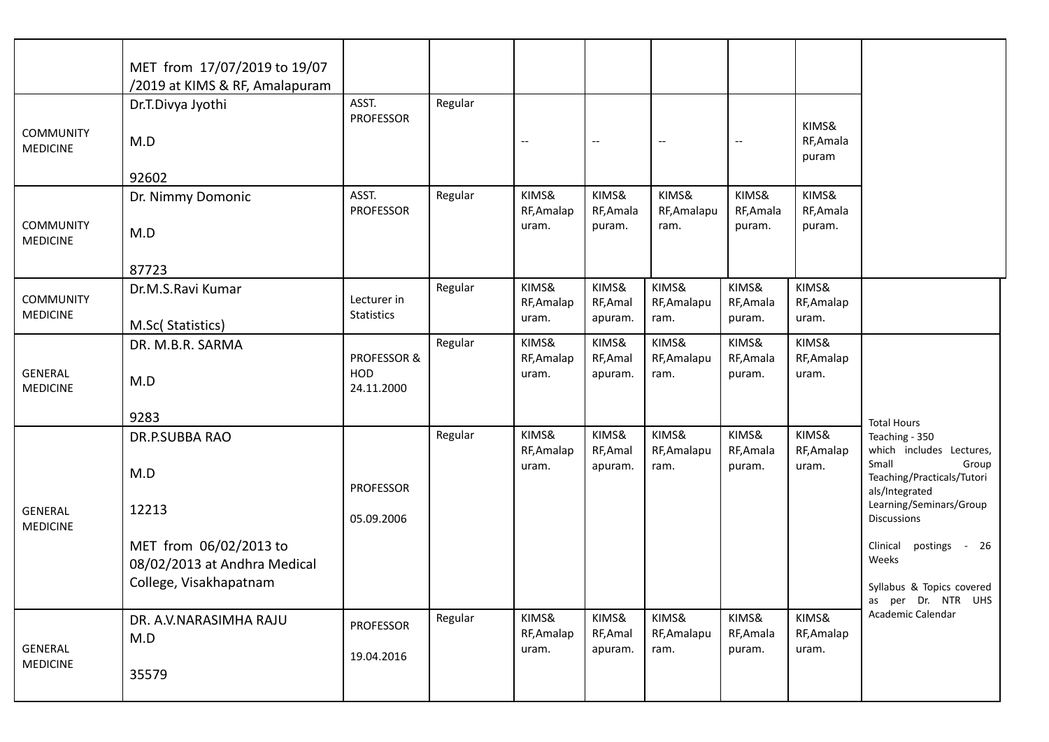| | | | | | | | | | |
|---|---|---|---|---|---|---|---|---|---|
| | MET from 17/07/2019 to 19/07 /2019 at KIMS & RF, Amalapuram | | | | | | | | |
| COMMUNITY MEDICINE | Dr.T.Divya Jyothi<br><br>M.D<br><br>92602 | ASST. PROFESSOR | Regular | -- | -- | -- | -- | KIMS& RF,Amalapuram | |
| COMMUNITY MEDICINE | Dr. Nimmy Domonic<br><br>M.D<br><br>87723 | ASST. PROFESSOR | Regular | KIMS& RF,Amalapuram. | KIMS& RF,Amalapuram. | KIMS& RF,Amalapuram. | KIMS& RF,Amalapuram. | KIMS& RF,Amalapuram. | |
| COMMUNITY MEDICINE | Dr.M.S.Ravi Kumar<br><br>M.Sc( Statistics) | Lecturer in Statistics | Regular | KIMS& RF,Amalapuram. | KIMS& RF,Amalapuram. | KIMS& RF,Amalapuram. | KIMS& RF,Amalapuram. | KIMS& RF,Amalapuram. | |
| GENERAL MEDICINE | DR. M.B.R. SARMA<br><br>M.D<br><br>9283 | PROFESSOR & HOD 24.11.2000 | Regular | KIMS& RF,Amalapuram. | KIMS& RF,Amalapuram. | KIMS& RF,Amalapuram. | KIMS& RF,Amalapuram. | KIMS& RF,Amalapuram. | Total Hours Teaching - 350 which includes Lectures, Small Group Teaching/Practicals/Tutorials/Integrated Learning/Seminars/Group Discussions<br><br>Clinical postings - 26 Weeks<br><br>Syllabus & Topics covered as per Dr. NTR UHS Academic Calendar |
| GENERAL MEDICINE | DR.P.SUBBA RAO<br><br>M.D<br><br>12213<br><br>MET from 06/02/2013 to 08/02/2013 at Andhra Medical College, Visakhapatnam | PROFESSOR<br><br>05.09.2006 | Regular | KIMS& RF,Amalapuram. | KIMS& RF,Amalapuram. | KIMS& RF,Amalapuram. | KIMS& RF,Amalapuram. | KIMS& RF,Amalapuram. | |
| GENERAL MEDICINE | DR. A.V.NARASIMHA RAJU<br>M.D<br><br>35579 | PROFESSOR<br><br>19.04.2016 | Regular | KIMS& RF,Amalapuram. | KIMS& RF,Amalapuram. | KIMS& RF,Amalapuram. | KIMS& RF,Amalapuram. | KIMS& RF,Amalapuram. | |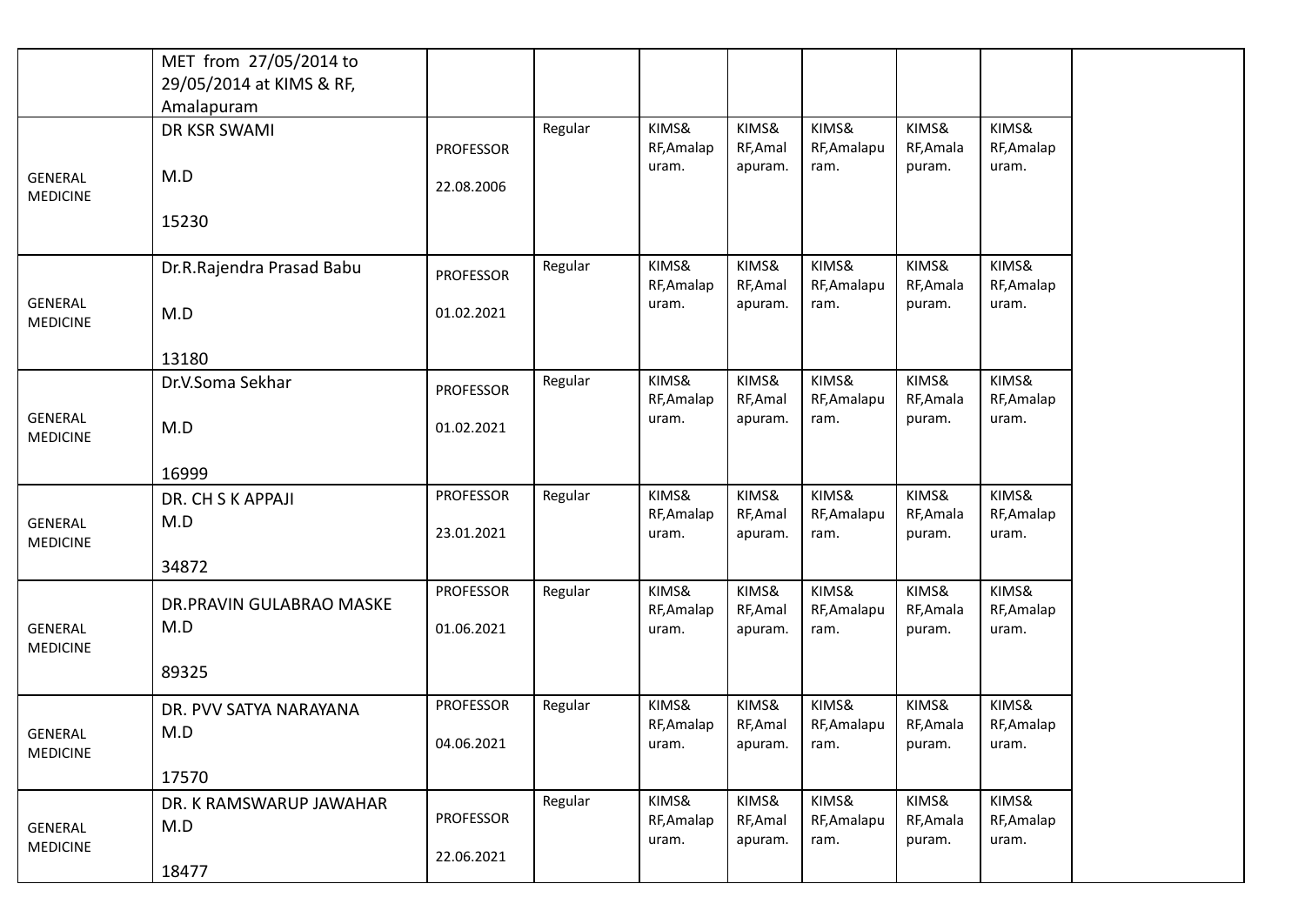|  |  |  |  |  |  |  |  |  |  |
|---|---|---|---|---|---|---|---|---|---|
|  | MET from 27/05/2014 to 29/05/2014 at KIMS & RF, Amalapuram |  |  |  |  |  |  |  |  |
| GENERAL MEDICINE | DR KSR SWAMI<br>M.D<br>15230 | PROFESSOR<br>22.08.2006 | Regular | KIMS& RF,Amalapuram. | KIMS& RF,Amalapuram. | KIMS& RF,Amalapuram. | KIMS& RF,Amalapuram. | KIMS& RF,Amalapuram. |  |
| GENERAL MEDICINE | Dr.R.Rajendra Prasad Babu<br>M.D<br>13180 | PROFESSOR<br>01.02.2021 | Regular | KIMS& RF,Amalapuram. | KIMS& RF,Amalapuram. | KIMS& RF,Amalapuram. | KIMS& RF,Amalapuram. | KIMS& RF,Amalapuram. |  |
| GENERAL MEDICINE | Dr.V.Soma Sekhar<br>M.D<br>16999 | PROFESSOR<br>01.02.2021 | Regular | KIMS& RF,Amalapuram. | KIMS& RF,Amalapuram. | KIMS& RF,Amalapuram. | KIMS& RF,Amalapuram. | KIMS& RF,Amalapuram. |  |
| GENERAL MEDICINE | DR. CH S K APPAJI<br>M.D<br>34872 | PROFESSOR<br>23.01.2021 | Regular | KIMS& RF,Amalapuram. | KIMS& RF,Amalapuram. | KIMS& RF,Amalapuram. | KIMS& RF,Amalapuram. | KIMS& RF,Amalapuram. |  |
| GENERAL MEDICINE | DR.PRAVIN GULABRAO MASKE<br>M.D<br>89325 | PROFESSOR<br>01.06.2021 | Regular | KIMS& RF,Amalapuram. | KIMS& RF,Amalapuram. | KIMS& RF,Amalapuram. | KIMS& RF,Amalapuram. | KIMS& RF,Amalapuram. |  |
| GENERAL MEDICINE | DR. PVV SATYA NARAYANA<br>M.D<br>17570 | PROFESSOR<br>04.06.2021 | Regular | KIMS& RF,Amalapuram. | KIMS& RF,Amalapuram. | KIMS& RF,Amalapuram. | KIMS& RF,Amalapuram. | KIMS& RF,Amalapuram. |  |
| GENERAL MEDICINE | DR. K RAMSWARUP JAWAHAR<br>M.D<br>18477 | PROFESSOR<br>22.06.2021 | Regular | KIMS& RF,Amalapuram. | KIMS& RF,Amalapuram. | KIMS& RF,Amalapuram. | KIMS& RF,Amalapuram. | KIMS& RF,Amalapuram. |  |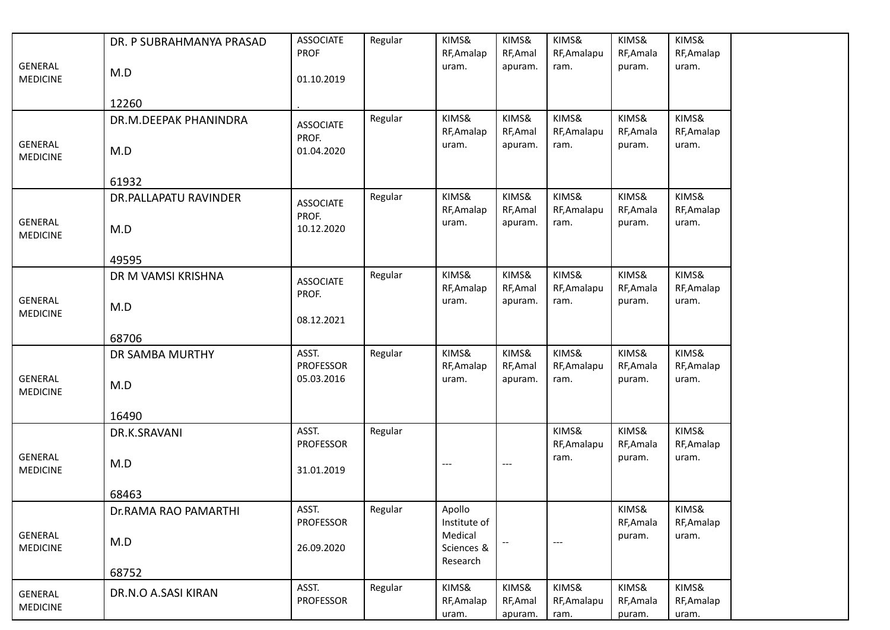| | | | | | | | | | |
|---|---|---|---|---|---|---|---|---|---|
| GENERAL MEDICINE | DR. P SUBRAHMANYA PRASAD<br><br>M.D<br><br>12260 | ASSOCIATE PROF<br><br>01.10.2019<br><br>. | Regular | KIMS& RF,Amalapuram. | KIMS& RF,Amalapuram. | KIMS& RF,Amalapuram. | KIMS& RF,Amalapuram. | KIMS& RF,Amalapuram. | |
| GENERAL MEDICINE | DR.M.DEEPAK PHANINDRA<br><br>M.D<br><br>61932 | ASSOCIATE PROF. 01.04.2020 | Regular | KIMS& RF,Amalapuram. | KIMS& RF,Amalapuram. | KIMS& RF,Amalapuram. | KIMS& RF,Amalapuram. | KIMS& RF,Amalapuram. | |
| GENERAL MEDICINE | DR.PALLAPATU RAVINDER<br><br>M.D<br><br>49595 | ASSOCIATE PROF. 10.12.2020 | Regular | KIMS& RF,Amalapuram. | KIMS& RF,Amalapuram. | KIMS& RF,Amalapuram. | KIMS& RF,Amalapuram. | KIMS& RF,Amalapuram. | |
| GENERAL MEDICINE | DR M VAMSI KRISHNA<br><br>M.D<br><br>68706 | ASSOCIATE PROF.<br><br>08.12.2021 | Regular | KIMS& RF,Amalapuram. | KIMS& RF,Amalapuram. | KIMS& RF,Amalapuram. | KIMS& RF,Amalapuram. | KIMS& RF,Amalapuram. | |
| GENERAL MEDICINE | DR SAMBA MURTHY<br><br>M.D<br><br>16490 | ASST. PROFESSOR 05.03.2016 | Regular | KIMS& RF,Amalapuram. | KIMS& RF,Amalapuram. | KIMS& RF,Amalapuram. | KIMS& RF,Amalapuram. | KIMS& RF,Amalapuram. | |
| GENERAL MEDICINE | DR.K.SRAVANI<br><br>M.D<br><br>68463 | ASST. PROFESSOR<br><br>31.01.2019 | Regular | --- | --- | KIMS& RF,Amalapuram. | KIMS& RF,Amalapuram. | KIMS& RF,Amalapuram. | |
| GENERAL MEDICINE | Dr.RAMA RAO PAMARTHI<br><br>M.D<br><br>68752 | ASST. PROFESSOR<br><br>26.09.2020 | Regular | Apollo Institute of Medical Sciences & Research | -- | --- | KIMS& RF,Amalapuram. | KIMS& RF,Amalapuram. | |
| GENERAL MEDICINE | DR.N.O A.SASI KIRAN | ASST. PROFESSOR | Regular | KIMS& RF,Amalapuram. | KIMS& RF,Amalapuram. | KIMS& RF,Amalapuram. | KIMS& RF,Amalapuram. | KIMS& RF,Amalapuram. | |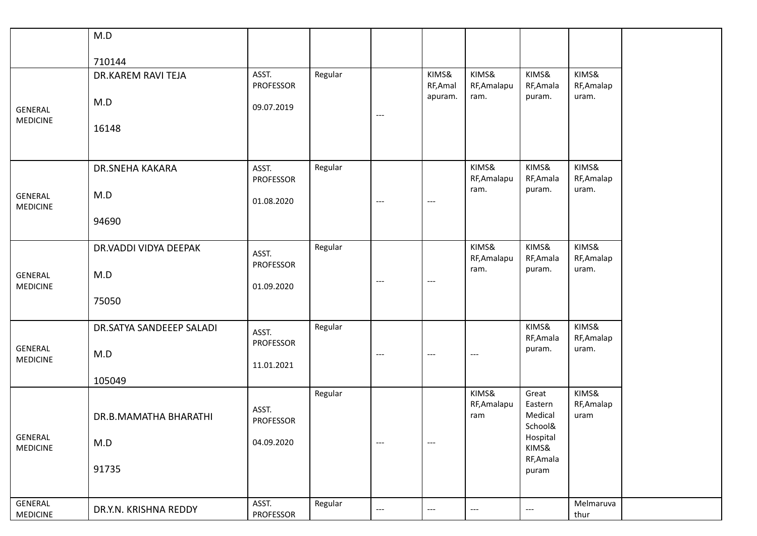| | | | | | | | | | |
|---|---|---|---|---|---|---|---|---|---|
| | M.D<br><br>710144 | | | | | | | | |
| GENERAL MEDICINE | DR.KAREM RAVI TEJA<br><br>M.D<br><br>16148 | ASST. PROFESSOR<br><br>09.07.2019 | Regular | --- | KIMS& RF,Amalapuram. | KIMS& RF,Amalapuram. | KIMS& RF,Amalapuram. | KIMS& RF,Amalapuram. | |
| GENERAL MEDICINE | DR.SNEHA KAKARA<br><br>M.D<br><br>94690 | ASST. PROFESSOR<br><br>01.08.2020 | Regular | --- | --- | KIMS& RF,Amalapuram. | KIMS& RF,Amalapuram. | KIMS& RF,Amalapuram. | |
| GENERAL MEDICINE | DR.VADDI VIDYA DEEPAK<br><br>M.D<br><br>75050 | ASST. PROFESSOR<br><br>01.09.2020 | Regular | --- | --- | KIMS& RF,Amalapuram. | KIMS& RF,Amalapuram. | KIMS& RF,Amalapuram. | |
| GENERAL MEDICINE | DR.SATYA SANDEEEP SALADI<br><br>M.D<br><br>105049 | ASST. PROFESSOR<br><br>11.01.2021 | Regular | --- | --- | --- | KIMS& RF,Amalapuram. | KIMS& RF,Amalapuram. | |
| GENERAL MEDICINE | DR.B.MAMATHA BHARATHI<br><br>M.D<br><br>91735 | ASST. PROFESSOR<br><br>04.09.2020 | Regular | --- | --- | KIMS& RF,Amalapuram | Great Eastern Medical School& Hospital KIMS& RF,Amalapuram | KIMS& RF,Amalapuram | |
| GENERAL MEDICINE | DR.Y.N. KRISHNA REDDY | ASST. PROFESSOR | Regular | --- | --- | --- | --- | Melmaruvathur | |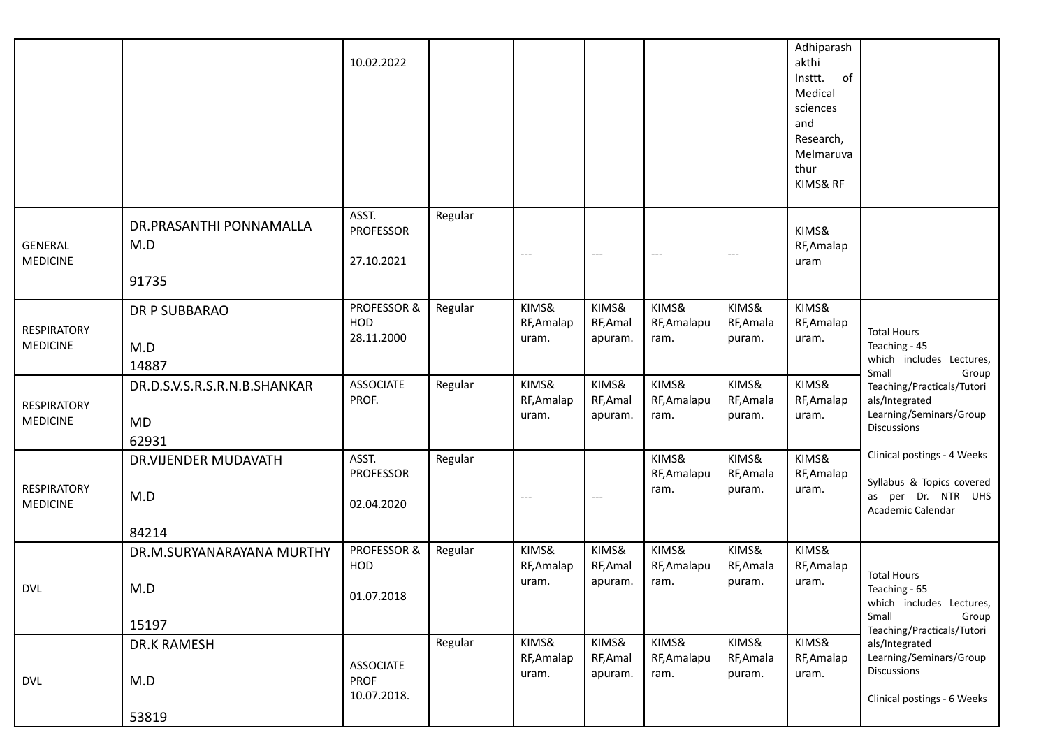| | | | | | | | | | |
|---|---|---|---|---|---|---|---|---|---|
| | | 10.02.2022 | | | | | | Adhiparashakthi Insttt. of Medical sciences and Research, Melmaruvathur KIMS& RF | |
| GENERAL MEDICINE | DR.PRASANTHI PONNAMALLA M.D 91735 | ASST. PROFESSOR 27.10.2021 | Regular | --- | --- | --- | --- | KIMS& RF,Amalapuram | |
| RESPIRATORY MEDICINE | DR P SUBBARAO M.D 14887 | PROFESSOR & HOD 28.11.2000 | Regular | KIMS& RF,Amalapuram. | KIMS& RF,Amalapuram. | KIMS& RF,Amalapuram. | KIMS& RF,Amalapuram. | KIMS& RF,Amalapuram. | Total Hours Teaching - 45 which includes Lectures, Small Group Teaching/Practicals/Tutorials/Integrated Learning/Seminars/Group Discussions<br><br>Clinical postings - 4 Weeks<br><br>Syllabus & Topics covered as per Dr. NTR UHS Academic Calendar |
| RESPIRATORY MEDICINE | DR.D.S.V.S.R.S.R.N.B.SHANKAR MD 62931 | ASSOCIATE PROF. | Regular | KIMS& RF,Amalapuram. | KIMS& RF,Amalapuram. | KIMS& RF,Amalapuram. | KIMS& RF,Amalapuram. | KIMS& RF,Amalapuram. | |
| RESPIRATORY MEDICINE | DR.VIJENDER MUDAVATH M.D 84214 | ASST. PROFESSOR 02.04.2020 | Regular | --- | --- | KIMS& RF,Amalapuram. | KIMS& RF,Amalapuram. | KIMS& RF,Amalapuram. | |
| DVL | DR.M.SURYANARAYANA MURTHY M.D 15197 | PROFESSOR & HOD 01.07.2018 | Regular | KIMS& RF,Amalapuram. | KIMS& RF,Amalapuram. | KIMS& RF,Amalapuram. | KIMS& RF,Amalapuram. | KIMS& RF,Amalapuram. | Total Hours Teaching - 65 which includes Lectures, Small Group Teaching/Practicals/Tutorials/Integrated Learning/Seminars/Group Discussions<br><br>Clinical postings - 6 Weeks |
| DVL | DR.K RAMESH M.D 53819 | ASSOCIATE PROF 10.07.2018. | Regular | KIMS& RF,Amalapuram. | KIMS& RF,Amalapuram. | KIMS& RF,Amalapuram. | KIMS& RF,Amalapuram. | KIMS& RF,Amalapuram. | |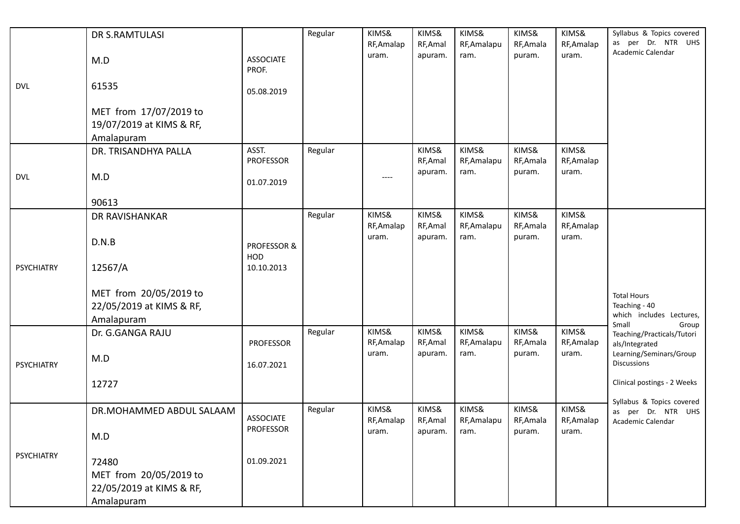| | | | | | | | | | |
|---|---|---|---|---|---|---|---|---|---|
| DVL | DR S.RAMTULASI<br><br>M.D<br><br>61535<br><br>MET from 17/07/2019 to 19/07/2019 at KIMS & RF, Amalapuram | ASSOCIATE PROF.<br><br>05.08.2019 | Regular | KIMS& RF,Amalapuram. | KIMS& RF,Amalapuram. | KIMS& RF,Amalapuram. | KIMS& RF,Amalapuram. | KIMS& RF,Amalapuram. | Syllabus & Topics covered as per Dr. NTR UHS Academic Calendar |
| DVL | DR. TRISANDHYA PALLA<br><br>M.D<br><br>90613 | ASST. PROFESSOR<br><br>01.07.2019 | Regular | ---- | KIMS& RF,Amalapuram. | KIMS& RF,Amalapuram. | KIMS& RF,Amalapuram. | KIMS& RF,Amalapuram. | |
| PSYCHIATRY | DR RAVISHANKAR<br><br>D.N.B<br><br>12567/A<br><br>MET from 20/05/2019 to 22/05/2019 at KIMS & RF, Amalapuram | PROFESSOR & HOD<br>10.10.2013 | Regular | KIMS& RF,Amalapuram. | KIMS& RF,Amalapuram. | KIMS& RF,Amalapuram. | KIMS& RF,Amalapuram. | KIMS& RF,Amalapuram. | Total Hours<br>Teaching - 40<br>which includes Lectures, Small Group Teaching/Practicals/Tutorials/Integrated Learning/Seminars/Group Discussions<br><br>Clinical postings - 2 Weeks<br><br>Syllabus & Topics covered as per Dr. NTR UHS Academic Calendar |
| PSYCHIATRY | Dr. G.GANGA RAJU<br><br>M.D<br><br>12727 | PROFESSOR<br><br>16.07.2021 | Regular | KIMS& RF,Amalapuram. | KIMS& RF,Amalapuram. | KIMS& RF,Amalapuram. | KIMS& RF,Amalapuram. | KIMS& RF,Amalapuram. | |
| PSYCHIATRY | DR.MOHAMMED ABDUL SALAAM<br><br>M.D<br><br>72480<br>MET from 20/05/2019 to 22/05/2019 at KIMS & RF, Amalapuram | ASSOCIATE PROFESSOR<br><br>01.09.2021 | Regular | KIMS& RF,Amalapuram. | KIMS& RF,Amalapuram. | KIMS& RF,Amalapuram. | KIMS& RF,Amalapuram. | KIMS& RF,Amalapuram. | |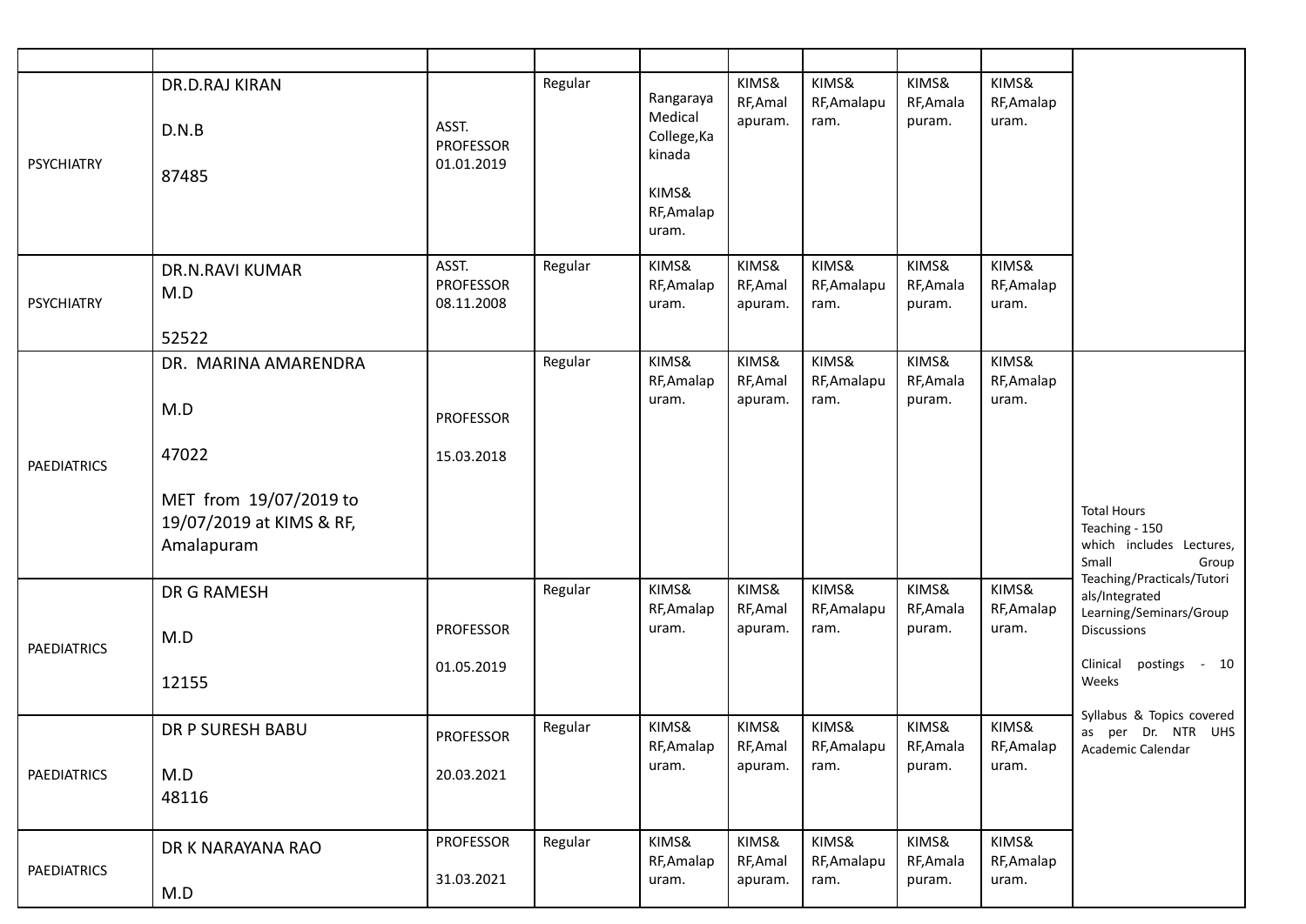| | | | | | | | | | |
|---|---|---|---|---|---|---|---|---|---|
| PSYCHIATRY | DR.D.RAJ KIRAN<br><br>D.N.B<br><br>87485 | ASST. PROFESSOR 01.01.2019 | Regular | Rangaraya Medical College,Kakinada<br><br>KIMS& RF,Amalapuram. | KIMS& RF,Amalapuram. | KIMS& RF,Amalapuram. | KIMS& RF,Amalapuram. | KIMS& RF,Amalapuram. | |
| PSYCHIATRY | DR.N.RAVI KUMAR<br>M.D<br><br>52522 | ASST. PROFESSOR 08.11.2008 | Regular | KIMS& RF,Amalapuram. | KIMS& RF,Amalapuram. | KIMS& RF,Amalapuram. | KIMS& RF,Amalapuram. | KIMS& RF,Amalapuram. | |
| PAEDIATRICS | DR. MARINA AMARENDRA<br><br>M.D<br><br>47022<br><br>MET from 19/07/2019 to 19/07/2019 at KIMS & RF, Amalapuram | PROFESSOR<br><br>15.03.2018 | Regular | KIMS& RF,Amalapuram. | KIMS& RF,Amalapuram. | KIMS& RF,Amalapuram. | KIMS& RF,Amalapuram. | KIMS& RF,Amalapuram. | Total Hours<br>Teaching - 150<br>which includes Lectures, Small Group Teaching/Practicals/Tutorials/Integrated Learning/Seminars/Group Discussions<br><br>Clinical postings - 10 Weeks<br><br>Syllabus & Topics covered as per Dr. NTR UHS Academic Calendar |
| PAEDIATRICS | DR G RAMESH<br><br>M.D<br><br>12155 | PROFESSOR<br><br>01.05.2019 | Regular | KIMS& RF,Amalapuram. | KIMS& RF,Amalapuram. | KIMS& RF,Amalapuram. | KIMS& RF,Amalapuram. | KIMS& RF,Amalapuram. | |
| PAEDIATRICS | DR P SURESH BABU<br><br>M.D<br>48116 | PROFESSOR<br><br>20.03.2021 | Regular | KIMS& RF,Amalapuram. | KIMS& RF,Amalapuram. | KIMS& RF,Amalapuram. | KIMS& RF,Amalapuram. | KIMS& RF,Amalapuram. | |
| PAEDIATRICS | DR K NARAYANA RAO<br><br>M.D | PROFESSOR<br><br>31.03.2021 | Regular | KIMS& RF,Amalapuram. | KIMS& RF,Amalapuram. | KIMS& RF,Amalapuram. | KIMS& RF,Amalapuram. | KIMS& RF,Amalapuram. | |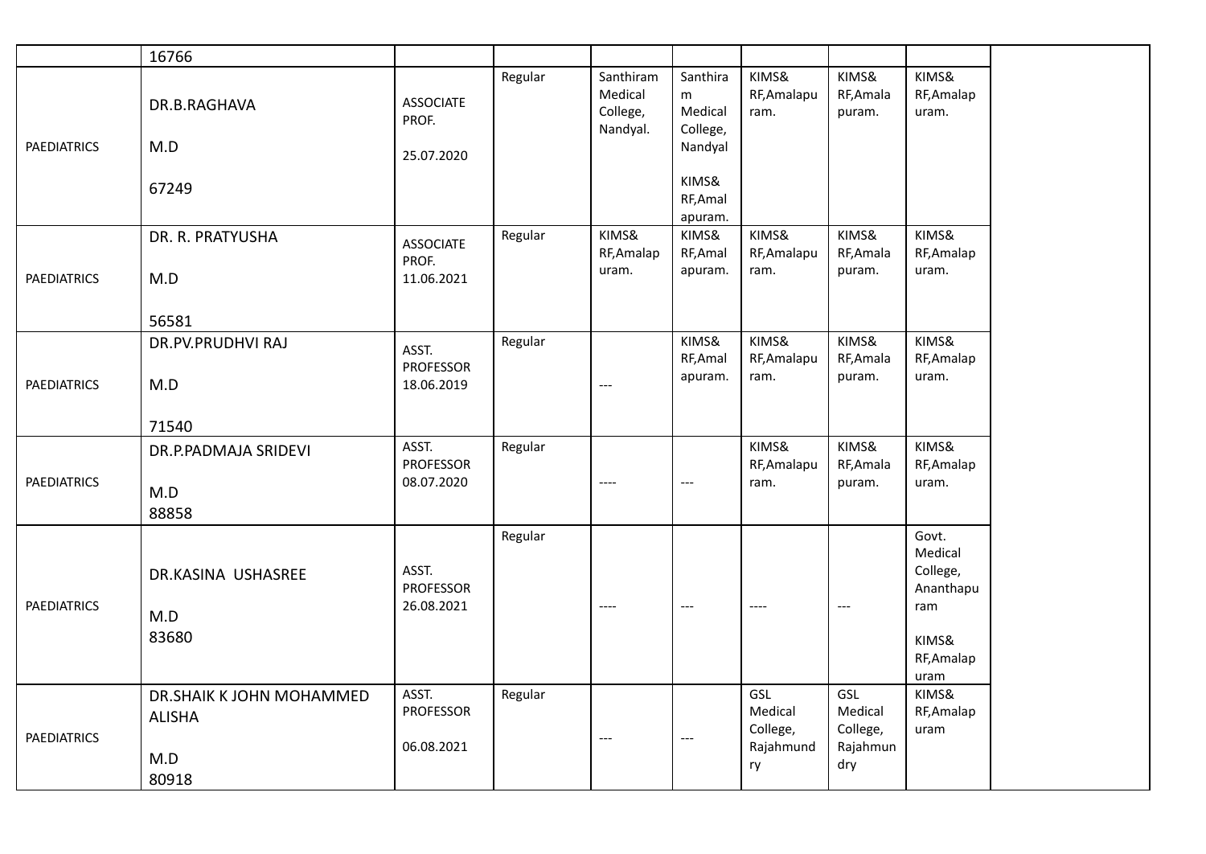| | | | | | | | | | |
|---|---|---|---|---|---|---|---|---|---|
| | 16766 | | | | | | | | |
| PAEDIATRICS | DR.B.RAGHAVA<br><br>M.D<br><br>67249 | ASSOCIATE PROF.<br><br>25.07.2020 | Regular | Santhiram Medical College, Nandyal. | Santhiram Medical College, Nandyal<br><br>KIMS& RF,Amalapuram. | KIMS& RF,Amalapuram. | KIMS& RF,Amalapuram. | KIMS& RF,Amalapuram. | |
| PAEDIATRICS | DR. R. PRATYUSHA<br><br>M.D<br><br>56581 | ASSOCIATE PROF.<br>11.06.2021 | Regular | KIMS& RF,Amalapuram. | KIMS& RF,Amalapuram. | KIMS& RF,Amalapuram. | KIMS& RF,Amalapuram. | KIMS& RF,Amalapuram. | |
| PAEDIATRICS | DR.PV.PRUDHVI RAJ<br><br>M.D<br><br>71540 | ASST. PROFESSOR<br>18.06.2019 | Regular | --- | KIMS& RF,Amalapuram. | KIMS& RF,Amalapuram. | KIMS& RF,Amalapuram. | KIMS& RF,Amalapuram. | |
| PAEDIATRICS | DR.P.PADMAJA SRIDEVI<br><br>M.D<br>88858 | ASST. PROFESSOR<br>08.07.2020 | Regular | ---- | --- | KIMS& RF,Amalapuram. | KIMS& RF,Amalapuram. | KIMS& RF,Amalapuram. | |
| PAEDIATRICS | DR.KASINA USHASREE<br><br>M.D<br>83680 | ASST. PROFESSOR<br>26.08.2021 | Regular | ---- | --- | ---- | --- | Govt. Medical College, Ananthapuram<br><br>KIMS& RF,Amalapuram | |
| PAEDIATRICS | DR.SHAIK K JOHN MOHAMMED ALISHA<br><br>M.D<br>80918 | ASST. PROFESSOR<br><br>06.08.2021 | Regular | --- | --- | GSL Medical College, Rajahmundry | GSL Medical College, Rajahmundry | KIMS& RF,Amalapuram | |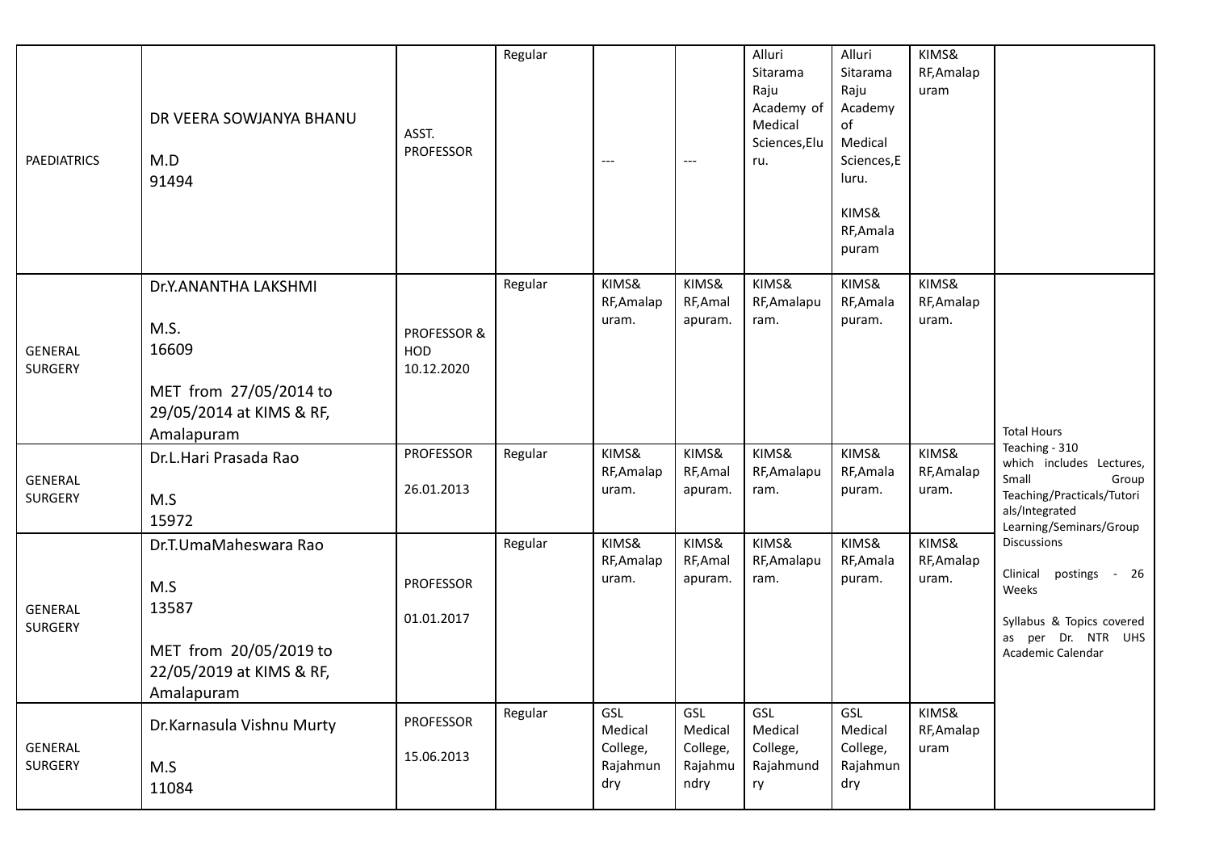| | | | | | | | | | |
|---|---|---|---|---|---|---|---|---|---|
| PAEDIATRICS | DR VEERA SOWJANYA BHANU<br><br>M.D<br>91494 | ASST. PROFESSOR | Regular | --- | --- | Alluri Sitarama Raju Academy of Medical Sciences,Eluru. | Alluri Sitarama Raju Academy of Medical Sciences,Eluru.<br><br>KIMS& RF,Amalapuram | KIMS& RF,Amalapuram | |
| GENERAL SURGERY | Dr.Y.ANANTHA LAKSHMI<br><br>M.S.<br>16609<br><br>MET from 27/05/2014 to 29/05/2014 at KIMS & RF, Amalapuram | PROFESSOR & HOD<br>10.12.2020 | Regular | KIMS& RF,Amalapuram. | KIMS& RF,Amalapuram. | KIMS& RF,Amalapuram. | KIMS& RF,Amalapuram. | KIMS& RF,Amalapuram. | Total Hours<br>Teaching - 310 which includes Lectures, Small Group Teaching/Practicals/Tutorials/Integrated Learning/Seminars/Group Discussions<br><br>Clinical postings - 26 Weeks<br><br>Syllabus & Topics covered as per Dr. NTR UHS Academic Calendar |
| GENERAL SURGERY | Dr.L.Hari Prasada Rao<br><br>M.S<br>15972 | PROFESSOR<br><br>26.01.2013 | Regular | KIMS& RF,Amalapuram. | KIMS& RF,Amalapuram. | KIMS& RF,Amalapuram. | KIMS& RF,Amalapuram. | KIMS& RF,Amalapuram. | |
| GENERAL SURGERY | Dr.T.UmaMaheswara Rao<br><br>M.S<br>13587<br><br>MET from 20/05/2019 to 22/05/2019 at KIMS & RF, Amalapuram | PROFESSOR<br><br>01.01.2017 | Regular | KIMS& RF,Amalapuram. | KIMS& RF,Amalapuram. | KIMS& RF,Amalapuram. | KIMS& RF,Amalapuram. | KIMS& RF,Amalapuram. | |
| GENERAL SURGERY | Dr.Karnasula Vishnu Murty<br><br>M.S<br>11084 | PROFESSOR<br><br>15.06.2013 | Regular | GSL Medical College, Rajahmundry | GSL Medical College, Rajahmundry | GSL Medical College, Rajahmundry | GSL Medical College, Rajahmundry | KIMS& RF,Amalapuram | |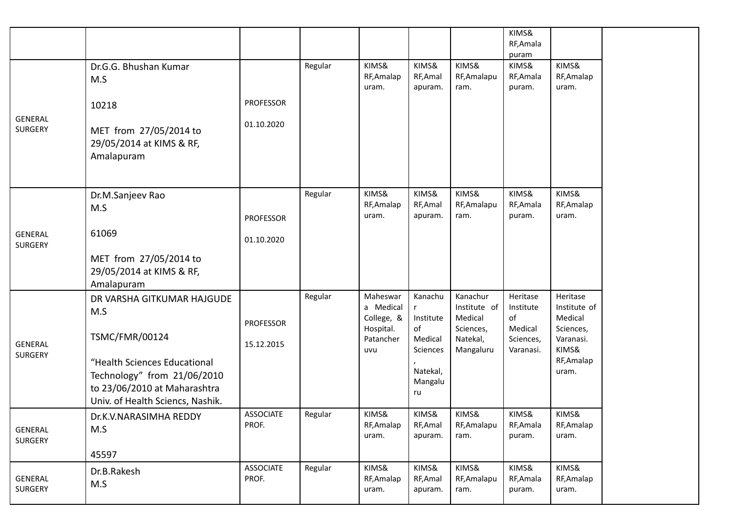| | | | | | | | | | |
|---|---|---|---|---|---|---|---|---|---|
| | | | | | | | KIMS& RF,Amalapuram | | |
| GENERAL SURGERY | Dr.G.G. Bhushan Kumar M.S<br><br>10218<br><br>MET from 27/05/2014 to 29/05/2014 at KIMS & RF, Amalapuram | PROFESSOR<br><br>01.10.2020 | Regular | KIMS& RF,Amalapuram. | KIMS& RF,Amalapuram. | KIMS& RF,Amalapuram. | KIMS& RF,Amalapuram. | KIMS& RF,Amalapuram. | |
| GENERAL SURGERY | Dr.M.Sanjeev Rao M.S<br><br>61069<br><br>MET from 27/05/2014 to 29/05/2014 at KIMS & RF, Amalapuram | PROFESSOR<br><br>01.10.2020 | Regular | KIMS& RF,Amalapuram. | KIMS& RF,Amalapuram. | KIMS& RF,Amalapuram. | KIMS& RF,Amalapuram. | KIMS& RF,Amalapuram. | |
| GENERAL SURGERY | DR VARSHA GITKUMAR HAJGUDE M.S<br><br>TSMC/FMR/00124<br><br>"Health Sciences Educational Technology" from 21/06/2010 to 23/06/2010 at Maharashtra Univ. of Health Sciencs, Nashik. | PROFESSOR<br><br>15.12.2015 | Regular | Maheswara Medical College, & Hospital. Patancheruvu | Kanachur Institute of Medical Sciences, Natekal, Mangaluru | Kanachur Institute of Medical Sciences, Natekal, Mangaluru | Heritase Institute of Medical Sciences, Varanasi. | Heritase Institute of Medical Sciences, Varanasi. KIMS& RF,Amalapuram. | |
| GENERAL SURGERY | Dr.K.V.NARASIMHA REDDY M.S<br><br>45597 | ASSOCIATE PROF. | Regular | KIMS& RF,Amalapuram. | KIMS& RF,Amalapuram. | KIMS& RF,Amalapuram. | KIMS& RF,Amalapuram. | KIMS& RF,Amalapuram. | |
| GENERAL SURGERY | Dr.B.Rakesh M.S | ASSOCIATE PROF. | Regular | KIMS& RF,Amalapuram. | KIMS& RF,Amalapuram. | KIMS& RF,Amalapuram. | KIMS& RF,Amalapuram. | KIMS& RF,Amalapuram. | |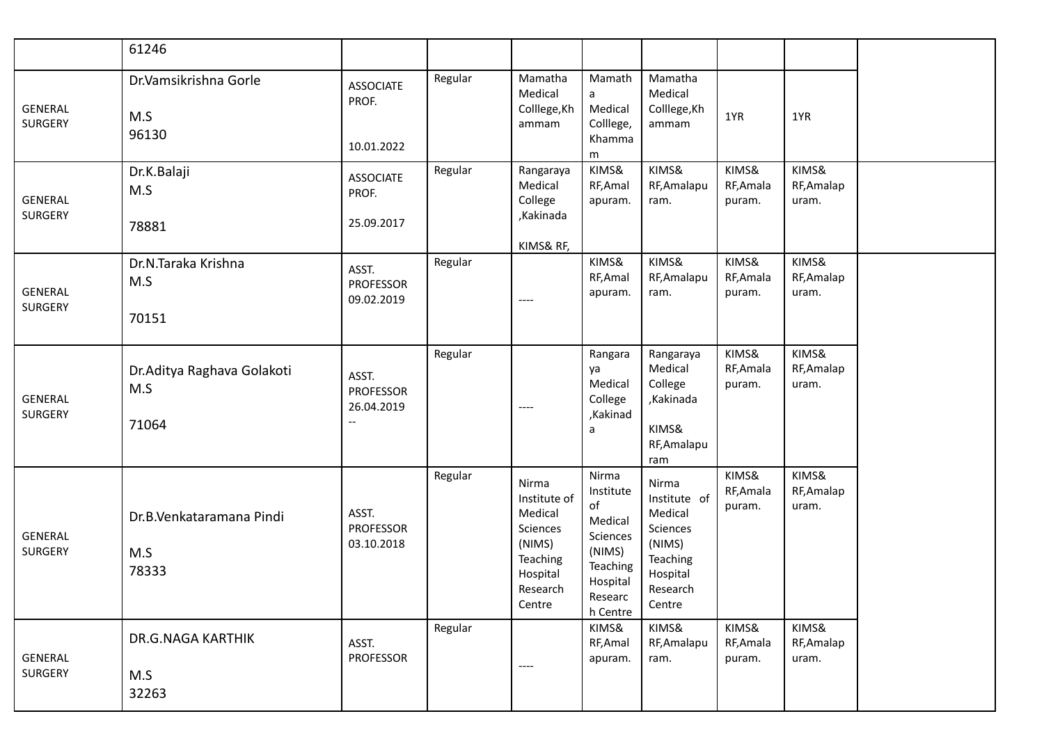| | | | | | | | | | |
|---|---|---|---|---|---|---|---|---|---|
| | 61246 | | | | | | | | |
| GENERAL SURGERY | Dr.Vamsikrishna Gorle M.S 96130 | ASSOCIATE PROF. 10.01.2022 | Regular | Mamatha Medical Colllege,Khammam | Mamatha Medical Colllege, Khammam | Mamatha Medical Colllege,Khammam | 1YR | 1YR | |
| GENERAL SURGERY | Dr.K.Balaji M.S 78881 | ASSOCIATE PROF. 25.09.2017 | Regular | Rangaraya Medical College ,Kakinada KIMS& RF, | KIMS& RF,Amalapuram. | KIMS& RF,Amalapuram. | KIMS& RF,Amalapuram. | KIMS& RF,Amalapuram. | |
| GENERAL SURGERY | Dr.N.Taraka Krishna M.S 70151 | ASST. PROFESSOR 09.02.2019 | Regular | ---- | KIMS& RF,Amalapuram. | KIMS& RF,Amalapuram. | KIMS& RF,Amalapuram. | KIMS& RF,Amalapuram. | |
| GENERAL SURGERY | Dr.Aditya Raghava Golakoti M.S 71064 | ASST. PROFESSOR 26.04.2019 -- | Regular | ---- | Rangaraya Medical College ,Kakinada | Rangaraya Medical College ,Kakinada KIMS& RF,Amalapuram | KIMS& RF,Amalapuram. | KIMS& RF,Amalapuram. | |
| GENERAL SURGERY | Dr.B.Venkataramana Pindi M.S 78333 | ASST. PROFESSOR 03.10.2018 | Regular | Nirma Institute of Medical Sciences (NIMS) Teaching Hospital Research Centre | Nirma Institute of Medical Sciences (NIMS) Teaching Hospital Research Centre | Nirma Institute of Medical Sciences (NIMS) Teaching Hospital Research Centre | KIMS& RF,Amalapuram. | KIMS& RF,Amalapuram. | |
| GENERAL SURGERY | DR.G.NAGA KARTHIK M.S 32263 | ASST. PROFESSOR | Regular | ---- | KIMS& RF,Amalapuram. | KIMS& RF,Amalapuram. | KIMS& RF,Amalapuram. | KIMS& RF,Amalapuram. | |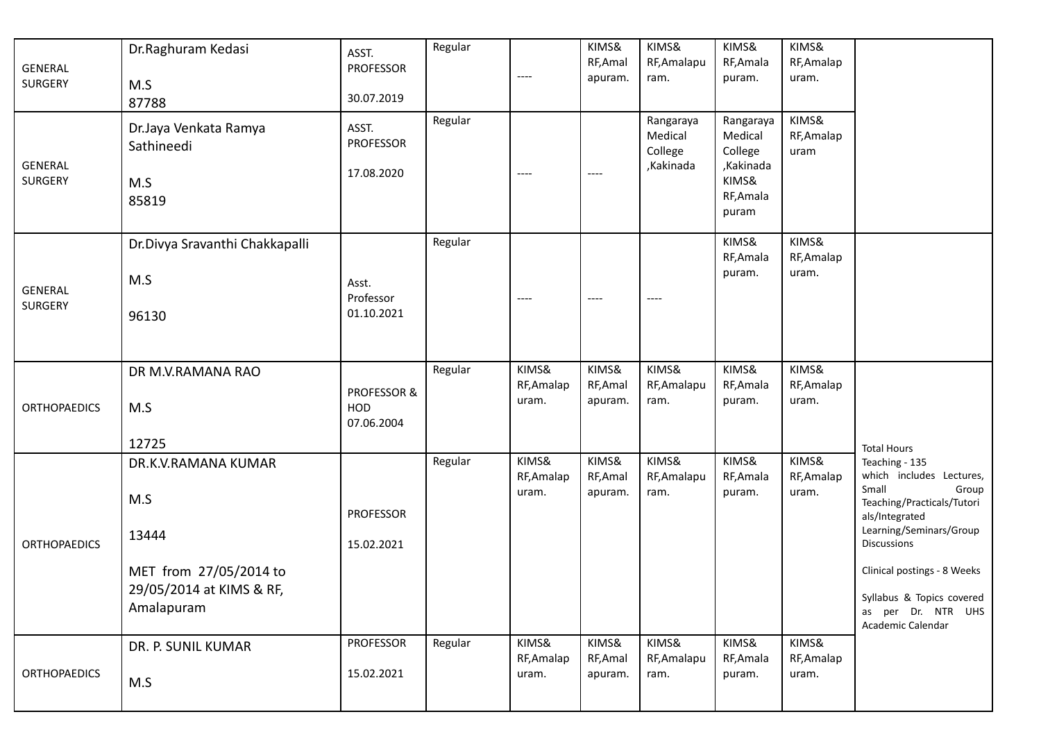| | | | | | | | | | |
|---|---|---|---|---|---|---|---|---|---|
| GENERAL SURGERY | Dr.Raghuram Kedasi<br><br>M.S<br>87788 | ASST. PROFESSOR<br><br>30.07.2019 | Regular | ---- | KIMS& RF,Amalapuram. | KIMS& RF,Amalapuram. | KIMS& RF,Amalapuram. | KIMS& RF,Amalapuram. | |
| GENERAL SURGERY | Dr.Jaya Venkata Ramya Sathineedi<br><br>M.S<br>85819 | ASST. PROFESSOR<br><br>17.08.2020 | Regular | ---- | ---- | Rangaraya Medical College ,Kakinada | Rangaraya Medical College ,Kakinada KIMS& RF,Amalapuram | KIMS& RF,Amalapuram | |
| GENERAL SURGERY | Dr.Divya Sravanthi Chakkapalli<br><br>M.S<br><br>96130 | Asst. Professor 01.10.2021 | Regular | ---- | ---- | ---- | KIMS& RF,Amalapuram. | KIMS& RF,Amalapuram. | |
| ORTHOPAEDICS | DR M.V.RAMANA RAO<br><br>M.S<br><br>12725 | PROFESSOR & HOD 07.06.2004 | Regular | KIMS& RF,Amalapuram. | KIMS& RF,Amalapuram. | KIMS& RF,Amalapuram. | KIMS& RF,Amalapuram. | KIMS& RF,Amalapuram. | Total Hours Teaching - 135 which includes Lectures, Small Group Teaching/Practicals/Tutorials/Integrated Learning/Seminars/Group Discussions<br><br>Clinical postings - 8 Weeks<br><br>Syllabus & Topics covered as per Dr. NTR UHS Academic Calendar |
| ORTHOPAEDICS | DR.K.V.RAMANA KUMAR<br><br>M.S<br><br>13444<br><br>MET from 27/05/2014 to 29/05/2014 at KIMS & RF, Amalapuram | PROFESSOR<br><br>15.02.2021 | Regular | KIMS& RF,Amalapuram. | KIMS& RF,Amalapuram. | KIMS& RF,Amalapuram. | KIMS& RF,Amalapuram. | KIMS& RF,Amalapuram. | |
| ORTHOPAEDICS | DR. P. SUNIL KUMAR<br><br>M.S | PROFESSOR<br><br>15.02.2021 | Regular | KIMS& RF,Amalapuram. | KIMS& RF,Amalapuram. | KIMS& RF,Amalapuram. | KIMS& RF,Amalapuram. | KIMS& RF,Amalapuram. | |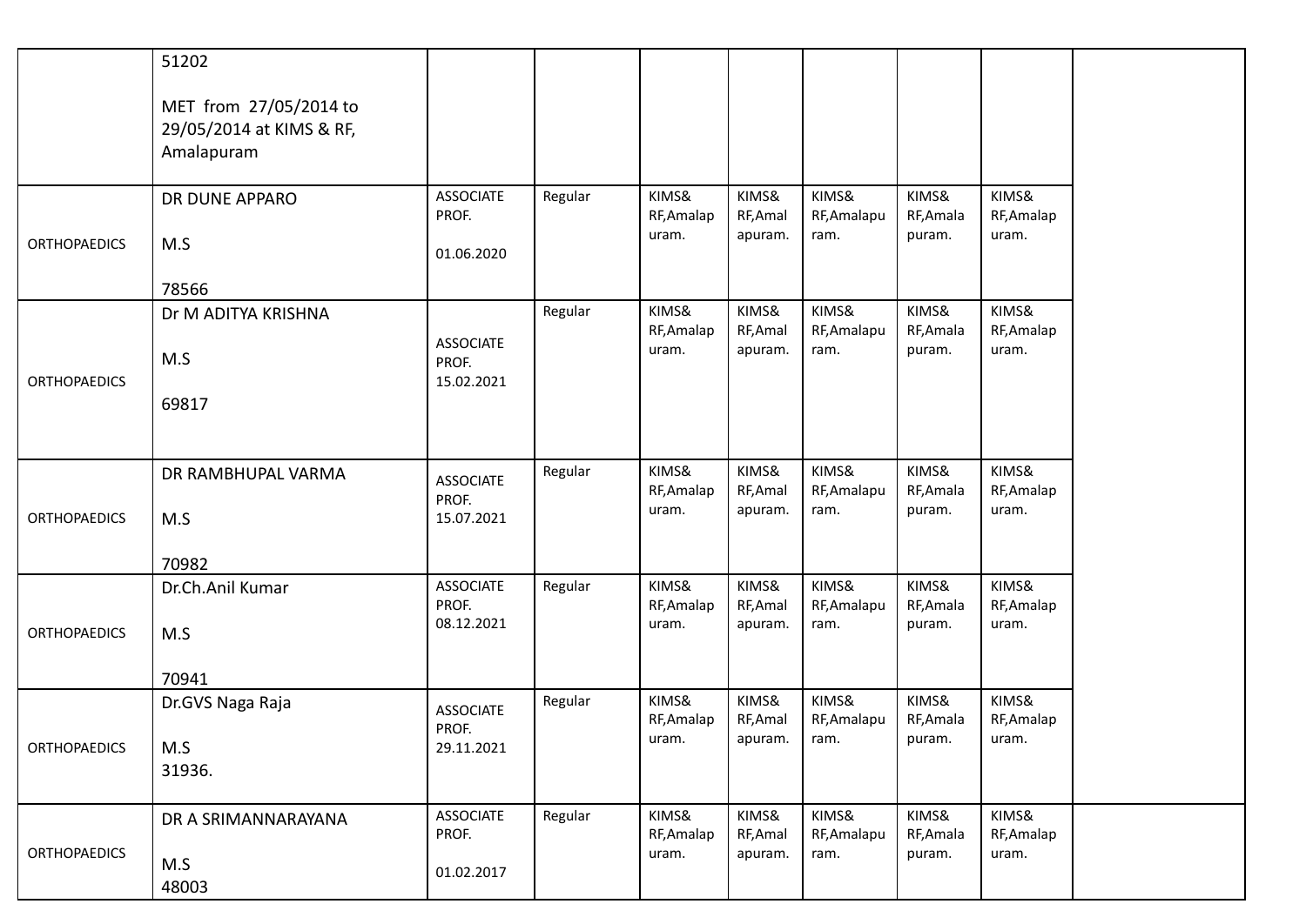| | | | | | | | | | |
|---|---|---|---|---|---|---|---|---|---|
| | 51202<br><br>MET from 27/05/2014 to 29/05/2014 at KIMS & RF, Amalapuram | | | | | | | | |
| ORTHOPAEDICS | DR DUNE APPARO<br><br>M.S<br><br>78566 | ASSOCIATE PROF.<br><br>01.06.2020 | Regular | KIMS& RF,Amalapuram. | KIMS& RF,Amalapuram. | KIMS& RF,Amalapuram. | KIMS& RF,Amalapuram. | KIMS& RF,Amalapuram. | |
| ORTHOPAEDICS | Dr M ADITYA KRISHNA<br><br>M.S<br><br>69817 | ASSOCIATE PROF.<br>15.02.2021 | Regular | KIMS& RF,Amalapuram. | KIMS& RF,Amalapuram. | KIMS& RF,Amalapuram. | KIMS& RF,Amalapuram. | KIMS& RF,Amalapuram. | |
| ORTHOPAEDICS | DR RAMBHUPAL VARMA<br><br>M.S<br><br>70982 | ASSOCIATE PROF.<br>15.07.2021 | Regular | KIMS& RF,Amalapuram. | KIMS& RF,Amalapuram. | KIMS& RF,Amalapuram. | KIMS& RF,Amalapuram. | KIMS& RF,Amalapuram. | |
| ORTHOPAEDICS | Dr.Ch.Anil Kumar<br><br>M.S<br><br>70941 | ASSOCIATE PROF.<br>08.12.2021 | Regular | KIMS& RF,Amalapuram. | KIMS& RF,Amalapuram. | KIMS& RF,Amalapuram. | KIMS& RF,Amalapuram. | KIMS& RF,Amalapuram. | |
| ORTHOPAEDICS | Dr.GVS Naga Raja<br><br>M.S<br>31936. | ASSOCIATE PROF.<br>29.11.2021 | Regular | KIMS& RF,Amalapuram. | KIMS& RF,Amalapuram. | KIMS& RF,Amalapuram. | KIMS& RF,Amalapuram. | KIMS& RF,Amalapuram. | |
| ORTHOPAEDICS | DR A SRIMANNARAYANA<br><br>M.S<br>48003 | ASSOCIATE PROF.<br><br>01.02.2017 | Regular | KIMS& RF,Amalapuram. | KIMS& RF,Amalapuram. | KIMS& RF,Amalapuram. | KIMS& RF,Amalapuram. | KIMS& RF,Amalapuram. | |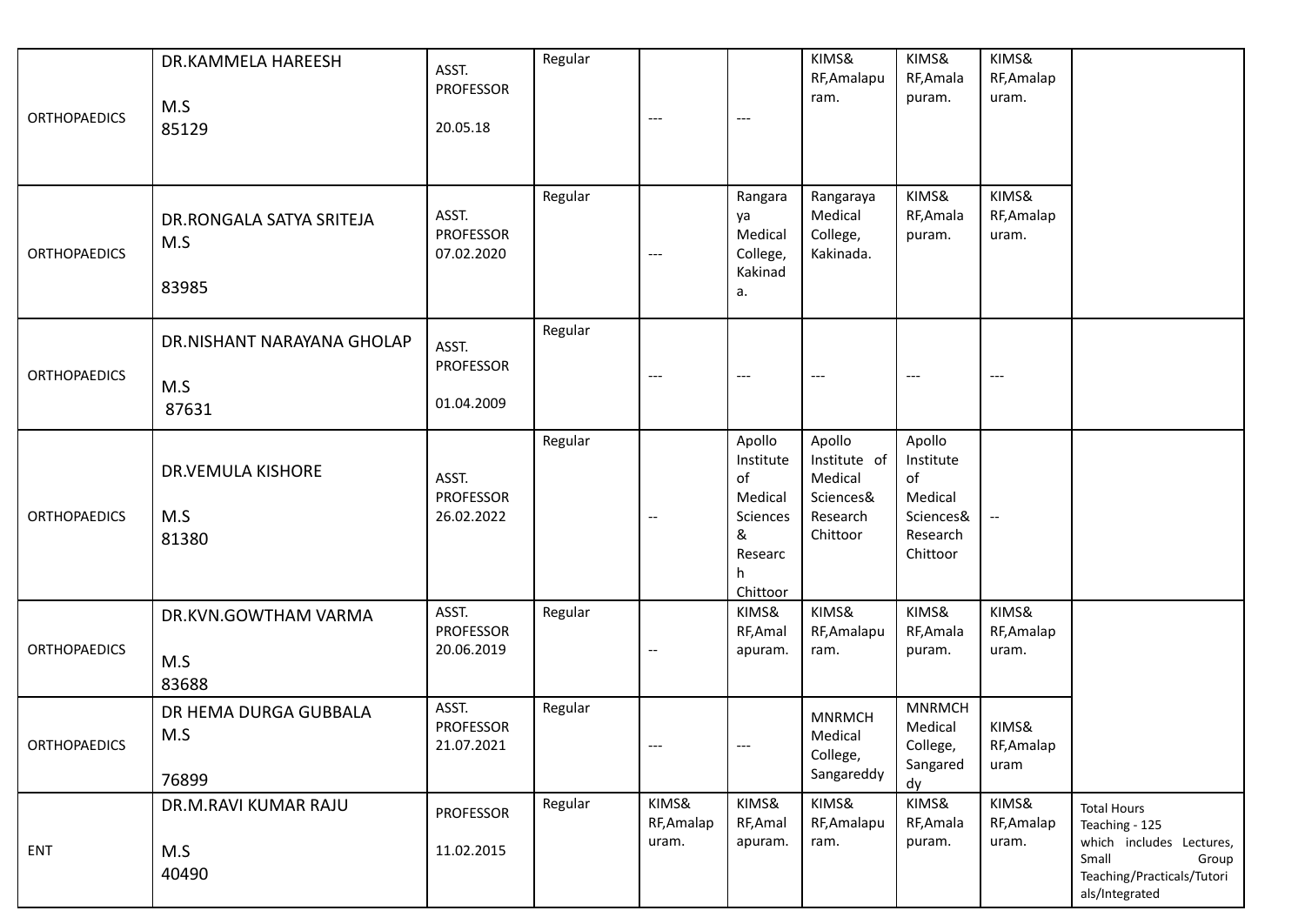| | | | | | | | | | |
|---|---|---|---|---|---|---|---|---|---|
| ORTHOPAEDICS | DR.KAMMELA HAREESH<br><br>M.S<br>85129 | ASST. PROFESSOR<br><br>20.05.18 | Regular | --- | --- | KIMS& RF,Amalapuram. | KIMS& RF,Amalapuram. | KIMS& RF,Amalapuram. | |
| ORTHOPAEDICS | DR.RONGALA SATYA SRITEJA<br>M.S<br><br>83985 | ASST. PROFESSOR<br>07.02.2020 | Regular | --- | Rangaraya Medical College, Kakinada. | Rangaraya Medical College, Kakinada. | KIMS& RF,Amalapuram. | KIMS& RF,Amalapuram. | |
| ORTHOPAEDICS | DR.NISHANT NARAYANA GHOLAP<br><br>M.S<br>87631 | ASST. PROFESSOR<br><br>01.04.2009 | Regular | --- | --- | --- | --- | --- | |
| ORTHOPAEDICS | DR.VEMULA KISHORE<br><br>M.S<br>81380 | ASST. PROFESSOR<br>26.02.2022 | Regular | -- | Apollo Institute of Medical Sciences & Research Chittoor | Apollo Institute of Medical Sciences& Research Chittoor | Apollo Institute of Medical Sciences& Research Chittoor | -- | |
| ORTHOPAEDICS | DR.KVN.GOWTHAM VARMA<br><br>M.S<br>83688 | ASST. PROFESSOR<br>20.06.2019 | Regular | -- | KIMS& RF,Amalapuram. | KIMS& RF,Amalapuram. | KIMS& RF,Amalapuram. | KIMS& RF,Amalapuram. | |
| ORTHOPAEDICS | DR HEMA DURGA GUBBALA<br>M.S<br><br>76899 | ASST. PROFESSOR<br>21.07.2021 | Regular | --- | --- | MNRMCH Medical College, Sangareddy | MNRMCH Medical College, Sangareddy | KIMS& RF,Amalapuram | |
| ENT | DR.M.RAVI KUMAR RAJU<br><br>M.S<br>40490 | PROFESSOR<br><br>11.02.2015 | Regular | KIMS& RF,Amalapuram. | KIMS& RF,Amalapuram. | KIMS& RF,Amalapuram. | KIMS& RF,Amalapuram. | KIMS& RF,Amalapuram. | Total Hours Teaching - 125 which includes Lectures, Small Group Teaching/Practicals/Tutorials/Integrated |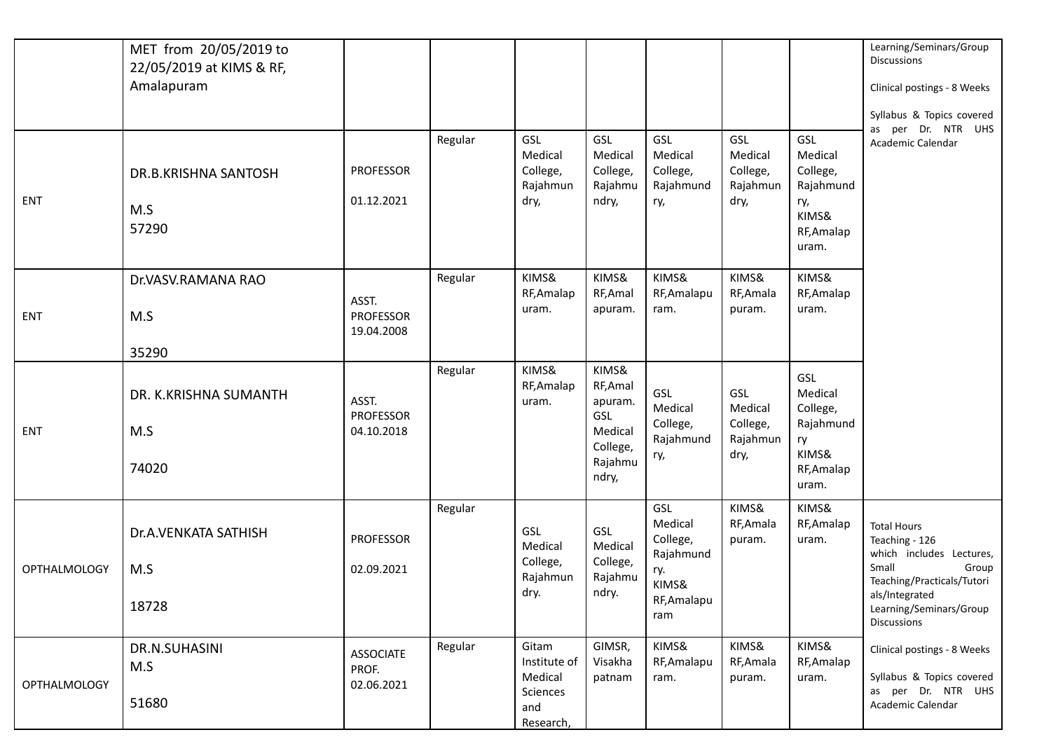| | | | | | | | | | |
|---|---|---|---|---|---|---|---|---|---|
| | MET from 20/05/2019 to 22/05/2019 at KIMS & RF, Amalapuram | | | | | | | | Learning/Seminars/Group Discussions<br><br>Clinical postings - 8 Weeks<br><br>Syllabus & Topics covered as per Dr. NTR UHS Academic Calendar |
| ENT | DR.B.KRISHNA SANTOSH<br><br>M.S<br>57290 | PROFESSOR<br><br>01.12.2021 | Regular | GSL Medical College, Rajahmundry, | GSL Medical College, Rajahmundry, | GSL Medical College, Rajahmundry, | GSL Medical College, Rajahmundry, | GSL Medical College, Rajahmundry, KIMS& RF,Amalapuram. | |
| ENT | Dr.VASV.RAMANA RAO<br><br>M.S<br><br>35290 | ASST. PROFESSOR 19.04.2008 | Regular | KIMS& RF,Amalapuram. | KIMS& RF,Amalapuram. | KIMS& RF,Amalapuram. | KIMS& RF,Amalapuram. | KIMS& RF,Amalapuram. | |
| ENT | DR. K.KRISHNA SUMANTH<br><br>M.S<br><br>74020 | ASST. PROFESSOR 04.10.2018 | Regular | KIMS& RF,Amalapuram. | KIMS& RF,Amalapuram. GSL Medical College, Rajahmundry, | GSL Medical College, Rajahmundry, | GSL Medical College, Rajahmundry, | GSL Medical College, Rajahmundry KIMS& RF,Amalapuram. | |
| OPTHALMOLOGY | Dr.A.VENKATA SATHISH<br><br>M.S<br><br>18728 | PROFESSOR<br><br>02.09.2021 | Regular | GSL Medical College, Rajahmundry. | GSL Medical College, Rajahmundry. | GSL Medical College, Rajahmundry. KIMS& RF,Amalapuram | KIMS& RF,Amalapuram. | KIMS& RF,Amalapuram. | Total Hours<br>Teaching - 126<br>which includes Lectures, Small Group Teaching/Practicals/Tutorials/Integrated Learning/Seminars/Group Discussions<br><br>Clinical postings - 8 Weeks<br><br>Syllabus & Topics covered as per Dr. NTR UHS Academic Calendar |
| OPTHALMOLOGY | DR.N.SUHASINI<br>M.S<br><br>51680 | ASSOCIATE PROF. 02.06.2021 | Regular | Gitam Institute of Medical Sciences and Research, | GIMSR, Visakhapatnam | KIMS& RF,Amalapuram. | KIMS& RF,Amalapuram. | KIMS& RF,Amalapuram. | |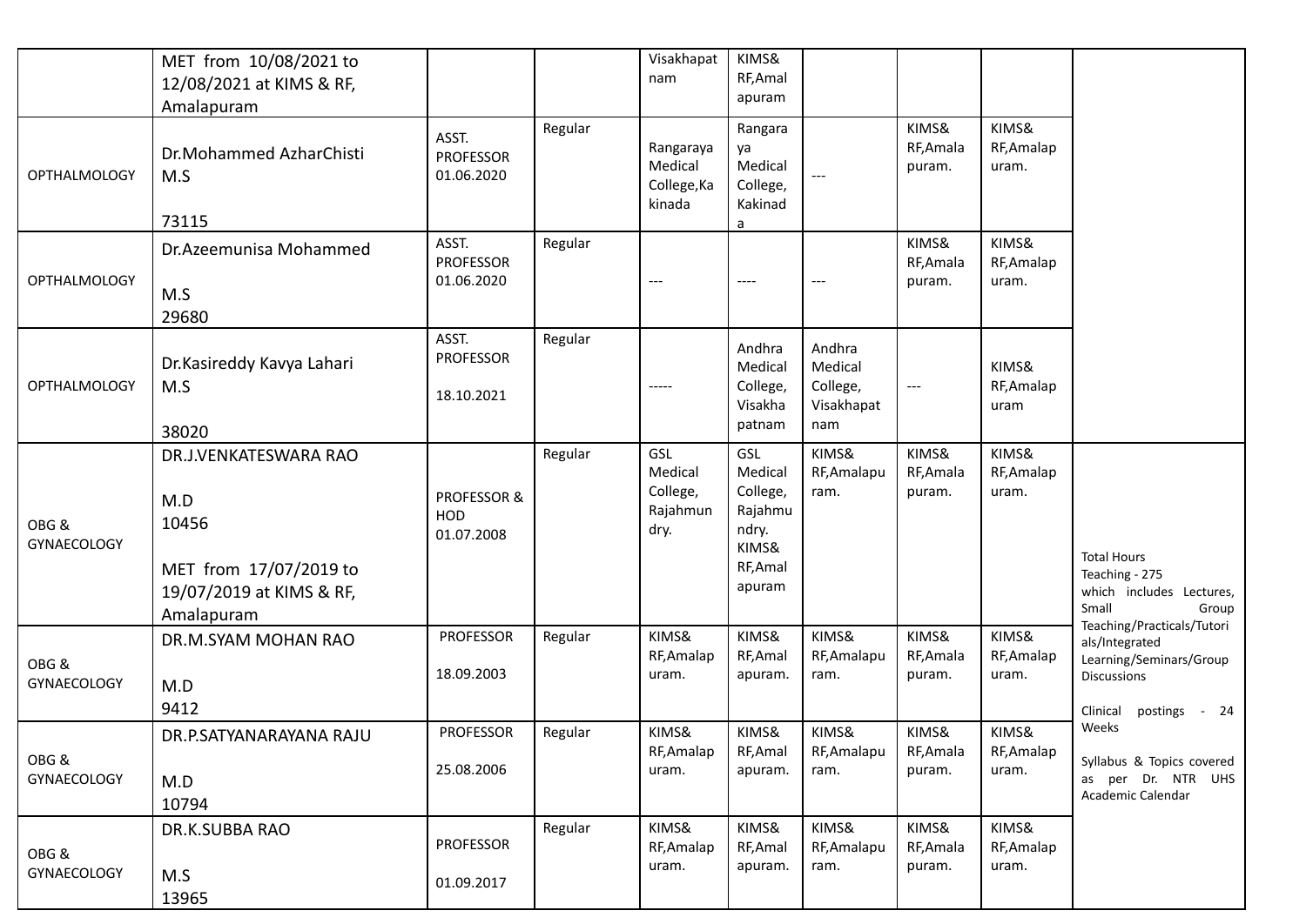| | | | | | | | | | |
|---|---|---|---|---|---|---|---|---|---|
| | MET from 10/08/2021 to 12/08/2021 at KIMS & RF, Amalapuram | | | Visakhapatnam | KIMS& RF,Amalapuram | | | | |
| OPTHALMOLOGY | Dr.Mohammed AzharChisti M.S 73115 | ASST. PROFESSOR 01.06.2020 | Regular | Rangaraya Medical College,Kakinada | Rangaraya Medical College, Kakinada | --- | KIMS& RF,Amalapuram. | KIMS& RF,Amalapuram. | |
| OPTHALMOLOGY | Dr.Azeemunisa Mohammed M.S 29680 | ASST. PROFESSOR 01.06.2020 | Regular | --- | ---- | --- | KIMS& RF,Amalapuram. | KIMS& RF,Amalapuram. | |
| OPTHALMOLOGY | Dr.Kasireddy Kavya Lahari M.S 38020 | ASST. PROFESSOR 18.10.2021 | Regular | ----- | Andhra Medical College, Visakhapatnam | Andhra Medical College, Visakhapatnam | --- | KIMS& RF,Amalapuram | |
| OBG & GYNAECOLOGY | DR.J.VENKATESWARA RAO M.D 10456 MET from 17/07/2019 to 19/07/2019 at KIMS & RF, Amalapuram | PROFESSOR & HOD 01.07.2008 | Regular | GSL Medical College, Rajahmundry. | GSL Medical College, Rajahmundry. KIMS& RF,Amalapuram | KIMS& RF,Amalapuram. | KIMS& RF,Amalapuram. | KIMS& RF,Amalapuram. | Total Hours Teaching - 275 which includes Lectures, Small Group Teaching/Practicals/Tutorials/Integrated Learning/Seminars/Group Discussions<br><br>Clinical postings - 24 Weeks<br><br>Syllabus & Topics covered as per Dr. NTR UHS Academic Calendar |
| OBG & GYNAECOLOGY | DR.M.SYAM MOHAN RAO M.D 9412 | PROFESSOR 18.09.2003 | Regular | KIMS& RF,Amalapuram. | KIMS& RF,Amalapuram. | KIMS& RF,Amalapuram. | KIMS& RF,Amalapuram. | KIMS& RF,Amalapuram. | |
| OBG & GYNAECOLOGY | DR.P.SATYANARAYANA RAJU M.D 10794 | PROFESSOR 25.08.2006 | Regular | KIMS& RF,Amalapuram. | KIMS& RF,Amalapuram. | KIMS& RF,Amalapuram. | KIMS& RF,Amalapuram. | KIMS& RF,Amalapuram. | |
| OBG & GYNAECOLOGY | DR.K.SUBBA RAO M.S 13965 | PROFESSOR 01.09.2017 | Regular | KIMS& RF,Amalapuram. | KIMS& RF,Amalapuram. | KIMS& RF,Amalapuram. | KIMS& RF,Amalapuram. | KIMS& RF,Amalapuram. | |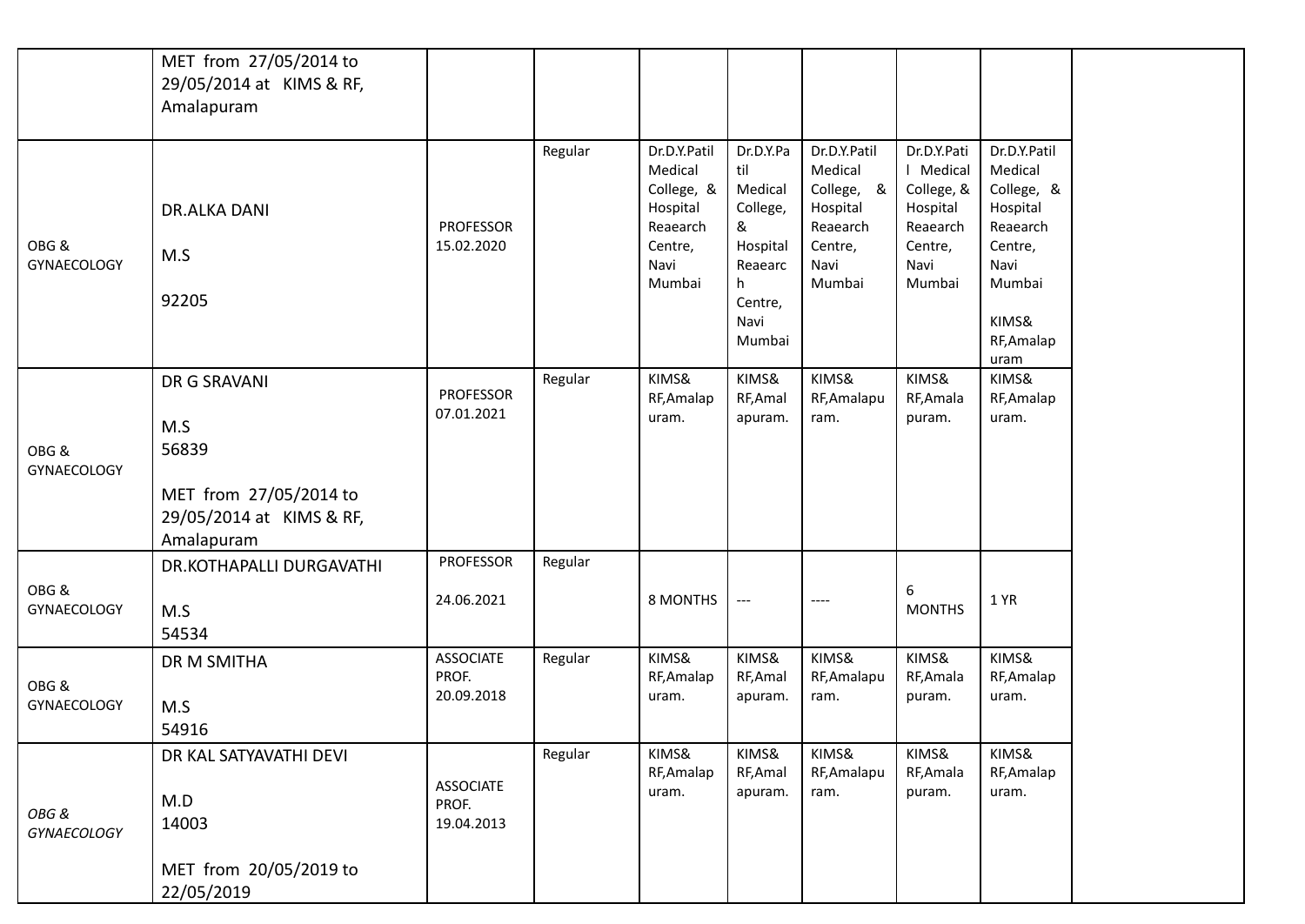| | | | | | | | | | |
|---|---|---|---|---|---|---|---|---|---|
| | MET from 27/05/2014 to 29/05/2014 at KIMS & RF, Amalapuram | | | | | | | | |
| OBG & GYNAECOLOGY | DR.ALKA DANI<br><br>M.S<br><br>92205 | PROFESSOR 15.02.2020 | Regular | Dr.D.Y.Patil Medical College, & Hospital Reaearch Centre, Navi Mumbai | Dr.D.Y.Patil Medical College, & Hospital Reaearch Centre, Navi Mumbai | Dr.D.Y.Patil Medical College, & Hospital Reaearch Centre, Navi Mumbai | Dr.D.Y.Patil Medical College, & Hospital Reaearch Centre, Navi Mumbai | Dr.D.Y.Patil Medical College, & Hospital Reaearch Centre, Navi Mumbai<br><br>KIMS& RF,Amalapuram | |
| OBG & GYNAECOLOGY | DR G SRAVANI<br><br>M.S<br>56839<br><br>MET from 27/05/2014 to 29/05/2014 at KIMS & RF, Amalapuram | PROFESSOR 07.01.2021 | Regular | KIMS& RF,Amalapuram. | KIMS& RF,Amalapuram. | KIMS& RF,Amalapuram. | KIMS& RF,Amalapuram. | KIMS& RF,Amalapuram. | |
| OBG & GYNAECOLOGY | DR.KOTHAPALLI DURGAVATHI<br><br>M.S<br>54534 | PROFESSOR<br><br>24.06.2021 | Regular | 8 MONTHS | --- | ---- | 6 MONTHS | 1 YR | |
| OBG & GYNAECOLOGY | DR M SMITHA<br><br>M.S<br>54916 | ASSOCIATE PROF. 20.09.2018 | Regular | KIMS& RF,Amalapuram. | KIMS& RF,Amalapuram. | KIMS& RF,Amalapuram. | KIMS& RF,Amalapuram. | KIMS& RF,Amalapuram. | |
| *OBG & GYNAECOLOGY* | DR KAL SATYAVATHI DEVI<br><br>M.D<br>14003<br><br>MET from 20/05/2019 to 22/05/2019 | ASSOCIATE PROF. 19.04.2013 | Regular | KIMS& RF,Amalapuram. | KIMS& RF,Amalapuram. | KIMS& RF,Amalapuram. | KIMS& RF,Amalapuram. | KIMS& RF,Amalapuram. | |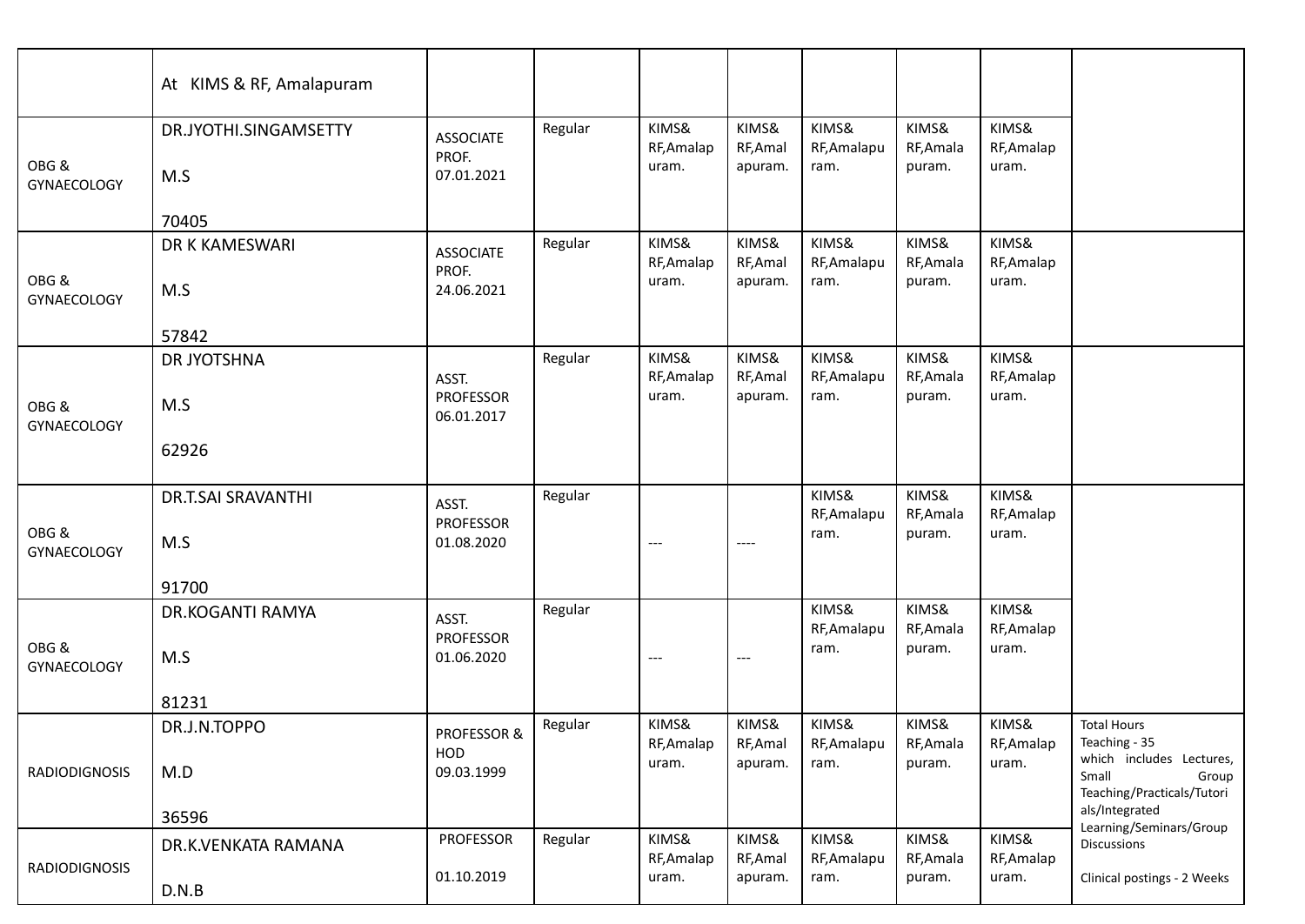| | At KIMS & RF, Amalapuram | | | | | | | | |
|---|---|---|---|---|---|---|---|---|---|
| OBG & GYNAECOLOGY | DR.JYOTHI.SINGAMSETTY<br><br>M.S<br><br>70405 | ASSOCIATE PROF. 07.01.2021 | Regular | KIMS& RF,Amalapuram. | KIMS& RF,Amalapuram. | KIMS& RF,Amalapuram. | KIMS& RF,Amalapuram. | KIMS& RF,Amalapuram. | |
| OBG & GYNAECOLOGY | DR K KAMESWARI<br><br>M.S<br><br>57842 | ASSOCIATE PROF. 24.06.2021 | Regular | KIMS& RF,Amalapuram. | KIMS& RF,Amalapuram. | KIMS& RF,Amalapuram. | KIMS& RF,Amalapuram. | KIMS& RF,Amalapuram. | |
| OBG & GYNAECOLOGY | DR JYOTSHNA<br><br>M.S<br><br>62926 | ASST. PROFESSOR 06.01.2017 | Regular | KIMS& RF,Amalapuram. | KIMS& RF,Amalapuram. | KIMS& RF,Amalapuram. | KIMS& RF,Amalapuram. | KIMS& RF,Amalapuram. | |
| OBG & GYNAECOLOGY | DR.T.SAI SRAVANTHI<br><br>M.S<br><br>91700 | ASST. PROFESSOR 01.08.2020 | Regular | --- | ---- | KIMS& RF,Amalapuram. | KIMS& RF,Amalapuram. | KIMS& RF,Amalapuram. | |
| OBG & GYNAECOLOGY | DR.KOGANTI RAMYA<br><br>M.S<br><br>81231 | ASST. PROFESSOR 01.06.2020 | Regular | --- | --- | KIMS& RF,Amalapuram. | KIMS& RF,Amalapuram. | KIMS& RF,Amalapuram. | |
| RADIODIGNOSIS | DR.J.N.TOPPO<br><br>M.D<br><br>36596 | PROFESSOR & HOD 09.03.1999 | Regular | KIMS& RF,Amalapuram. | KIMS& RF,Amalapuram. | KIMS& RF,Amalapuram. | KIMS& RF,Amalapuram. | KIMS& RF,Amalapuram. | Total Hours Teaching - 35 which includes Lectures, Small Group Teaching/Practicals/Tutorials/Integrated Learning/Seminars/Group Discussions<br><br>Clinical postings - 2 Weeks |
| RADIODIGNOSIS | DR.K.VENKATA RAMANA<br><br>D.N.B | PROFESSOR<br><br>01.10.2019 | Regular | KIMS& RF,Amalapuram. | KIMS& RF,Amalapuram. | KIMS& RF,Amalapuram. | KIMS& RF,Amalapuram. | KIMS& RF,Amalapuram. | |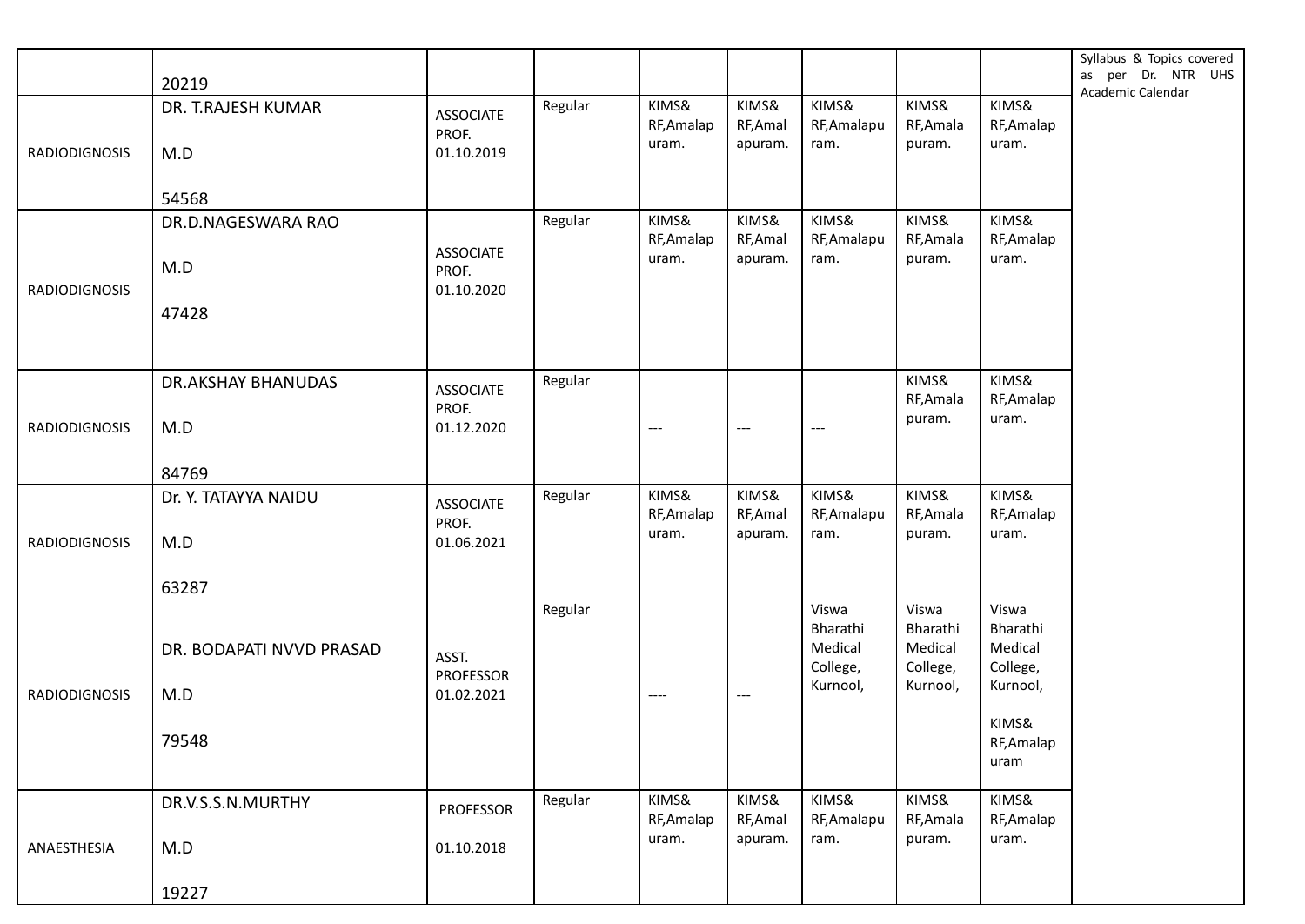| | | | | | | | | | |
|---|---|---|---|---|---|---|---|---|---|
| | 20219 | | | | | | | | Syllabus & Topics covered as per Dr. NTR UHS Academic Calendar |
| RADIODIGNOSIS | DR. T.RAJESH KUMAR<br><br>M.D<br><br>54568 | ASSOCIATE PROF. 01.10.2019 | Regular | KIMS& RF,Amalapuram. | KIMS& RF,Amalapuram. | KIMS& RF,Amalapuram. | KIMS& RF,Amalapuram. | KIMS& RF,Amalapuram. | |
| RADIODIGNOSIS | DR.D.NAGESWARA RAO<br><br>M.D<br><br>47428 | ASSOCIATE PROF. 01.10.2020 | Regular | KIMS& RF,Amalapuram. | KIMS& RF,Amalapuram. | KIMS& RF,Amalapuram. | KIMS& RF,Amalapuram. | KIMS& RF,Amalapuram. | |
| RADIODIGNOSIS | DR.AKSHAY BHANUDAS<br><br>M.D<br><br>84769 | ASSOCIATE PROF. 01.12.2020 | Regular | --- | --- | --- | KIMS& RF,Amalapuram. | KIMS& RF,Amalapuram. | |
| RADIODIGNOSIS | Dr. Y. TATAYYA NAIDU<br><br>M.D<br><br>63287 | ASSOCIATE PROF. 01.06.2021 | Regular | KIMS& RF,Amalapuram. | KIMS& RF,Amalapuram. | KIMS& RF,Amalapuram. | KIMS& RF,Amalapuram. | KIMS& RF,Amalapuram. | |
| RADIODIGNOSIS | DR. BODAPATI NVVD PRASAD<br><br>M.D<br><br>79548 | ASST. PROFESSOR 01.02.2021 | Regular | ---- | --- | Viswa Bharathi Medical College, Kurnool, | Viswa Bharathi Medical College, Kurnool, | Viswa Bharathi Medical College, Kurnool,<br><br>KIMS& RF,Amalapuram | |
| ANAESTHESIA | DR.V.S.S.N.MURTHY<br><br>M.D<br><br>19227 | PROFESSOR<br><br>01.10.2018 | Regular | KIMS& RF,Amalapuram. | KIMS& RF,Amalapuram. | KIMS& RF,Amalapuram. | KIMS& RF,Amalapuram. | KIMS& RF,Amalapuram. | |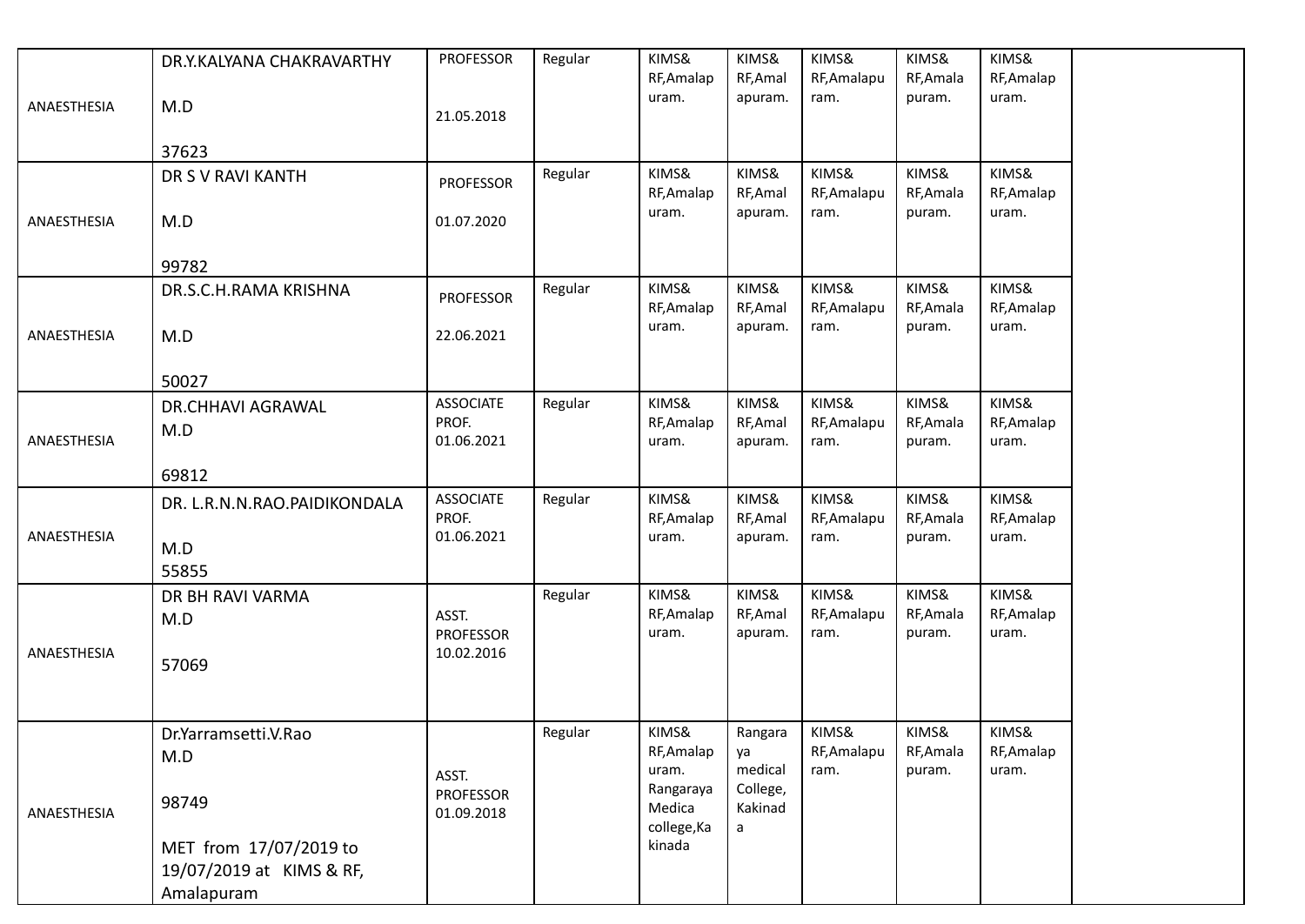| | | | | | | | | | |
|---|---|---|---|---|---|---|---|---|---|
| ANAESTHESIA | DR.Y.KALYANA CHAKRAVARTHY<br>M.D<br>37623 | PROFESSOR<br>21.05.2018 | Regular | KIMS& RF,Amalapuram. | KIMS& RF,Amalapuram. | KIMS& RF,Amalapuram. | KIMS& RF,Amalapuram. | KIMS& RF,Amalapuram. | |
| ANAESTHESIA | DR S V RAVI KANTH<br>M.D<br>99782 | PROFESSOR<br>01.07.2020 | Regular | KIMS& RF,Amalapuram. | KIMS& RF,Amalapuram. | KIMS& RF,Amalapuram. | KIMS& RF,Amalapuram. | KIMS& RF,Amalapuram. | |
| ANAESTHESIA | DR.S.C.H.RAMA KRISHNA<br>M.D<br>50027 | PROFESSOR<br>22.06.2021 | Regular | KIMS& RF,Amalapuram. | KIMS& RF,Amalapuram. | KIMS& RF,Amalapuram. | KIMS& RF,Amalapuram. | KIMS& RF,Amalapuram. | |
| ANAESTHESIA | DR.CHHAVI AGRAWAL<br>M.D<br>69812 | ASSOCIATE PROF.<br>01.06.2021 | Regular | KIMS& RF,Amalapuram. | KIMS& RF,Amalapuram. | KIMS& RF,Amalapuram. | KIMS& RF,Amalapuram. | KIMS& RF,Amalapuram. | |
| ANAESTHESIA | DR. L.R.N.N.RAO.PAIDIKONDALA<br>M.D<br>55855 | ASSOCIATE PROF.<br>01.06.2021 | Regular | KIMS& RF,Amalapuram. | KIMS& RF,Amalapuram. | KIMS& RF,Amalapuram. | KIMS& RF,Amalapuram. | KIMS& RF,Amalapuram. | |
| ANAESTHESIA | DR BH RAVI VARMA<br>M.D<br>57069 | ASST. PROFESSOR<br>10.02.2016 | Regular | KIMS& RF,Amalapuram. | KIMS& RF,Amalapuram. | KIMS& RF,Amalapuram. | KIMS& RF,Amalapuram. | KIMS& RF,Amalapuram. | |
| ANAESTHESIA | Dr.Yarramsetti.V.Rao<br>M.D<br>98749<br>MET from 17/07/2019 to 19/07/2019 at KIMS & RF, Amalapuram | ASST. PROFESSOR<br>01.09.2018 | Regular | KIMS& RF,Amalapuram. Rangaraya Medica college,Kakinada | Rangaraya medical College, Kakinada | KIMS& RF,Amalapuram. | KIMS& RF,Amalapuram. | KIMS& RF,Amalapuram. | |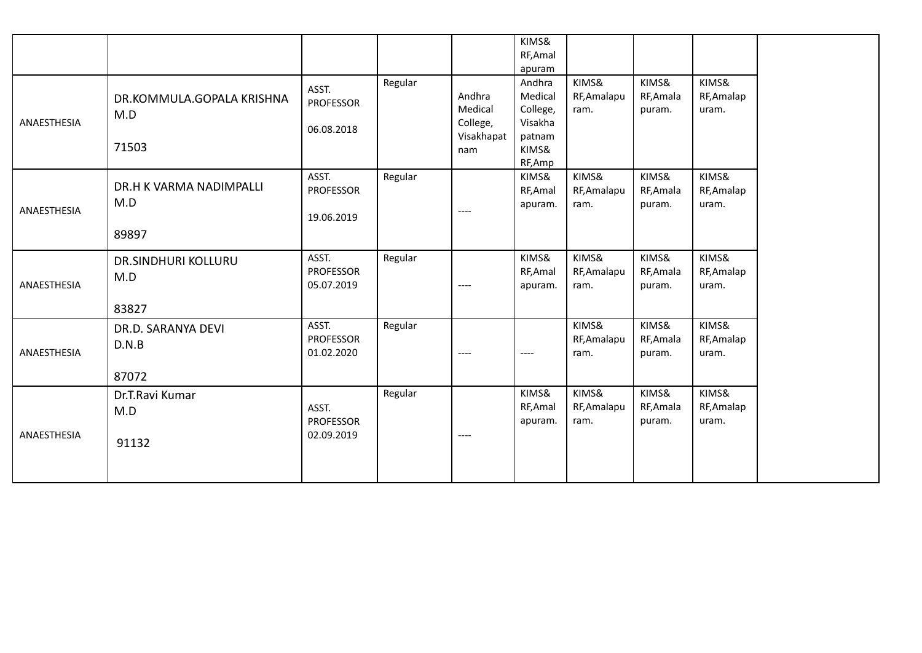| | | | | | | | | | |
|---|---|---|---|---|---|---|---|---|---|
| | | | | | KIMS& RF,Amal apuram | | | | |
| ANAESTHESIA | DR.KOMMULA.GOPALA KRISHNA M.D 71503 | ASST. PROFESSOR 06.08.2018 | Regular | Andhra Medical College, Visakhapat nam | Andhra Medical College, Visakha patnam KIMS& RF,Amp | KIMS& RF,Amalapu ram. | KIMS& RF,Amala puram. | KIMS& RF,Amalap uram. | |
| ANAESTHESIA | DR.H K VARMA NADIMPALLI M.D 89897 | ASST. PROFESSOR 19.06.2019 | Regular | ---- | KIMS& RF,Amal apuram. | KIMS& RF,Amalapu ram. | KIMS& RF,Amala puram. | KIMS& RF,Amalap uram. | |
| ANAESTHESIA | DR.SINDHURI KOLLURU M.D 83827 | ASST. PROFESSOR 05.07.2019 | Regular | ---- | KIMS& RF,Amal apuram. | KIMS& RF,Amalapu ram. | KIMS& RF,Amala puram. | KIMS& RF,Amalap uram. | |
| ANAESTHESIA | DR.D. SARANYA DEVI D.N.B 87072 | ASST. PROFESSOR 01.02.2020 | Regular | ---- | ---- | KIMS& RF,Amalapu ram. | KIMS& RF,Amala puram. | KIMS& RF,Amalap uram. | |
| ANAESTHESIA | Dr.T.Ravi Kumar M.D 91132 | ASST. PROFESSOR 02.09.2019 | Regular | ---- | KIMS& RF,Amal apuram. | KIMS& RF,Amalapu ram. | KIMS& RF,Amala puram. | KIMS& RF,Amalap uram. | |